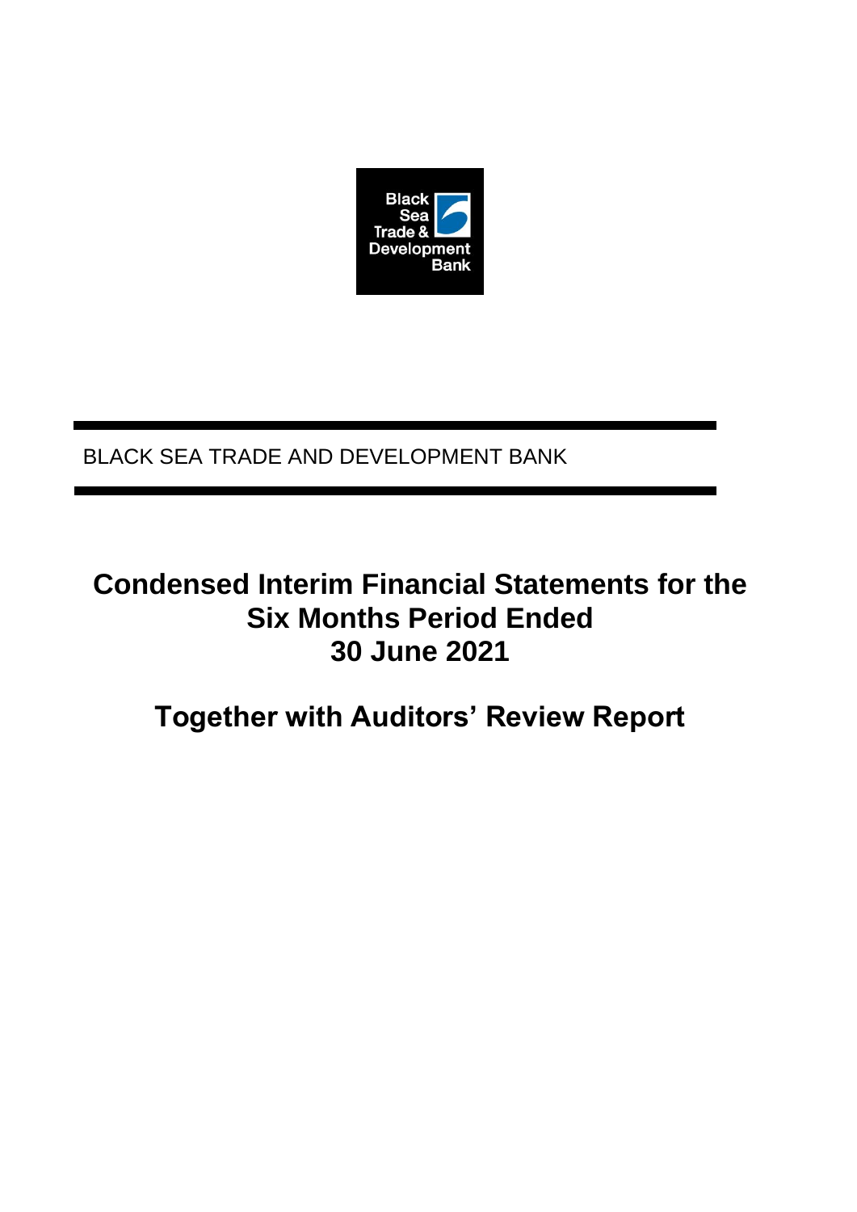Black Sea Trade & Development Bank

BLACK SEA TRADE AND DEVELOPMENT BANK

# Condensed Interim Financial Statements for the Six Months Period Ended 30 June 2021

# Together with Auditors' Review Report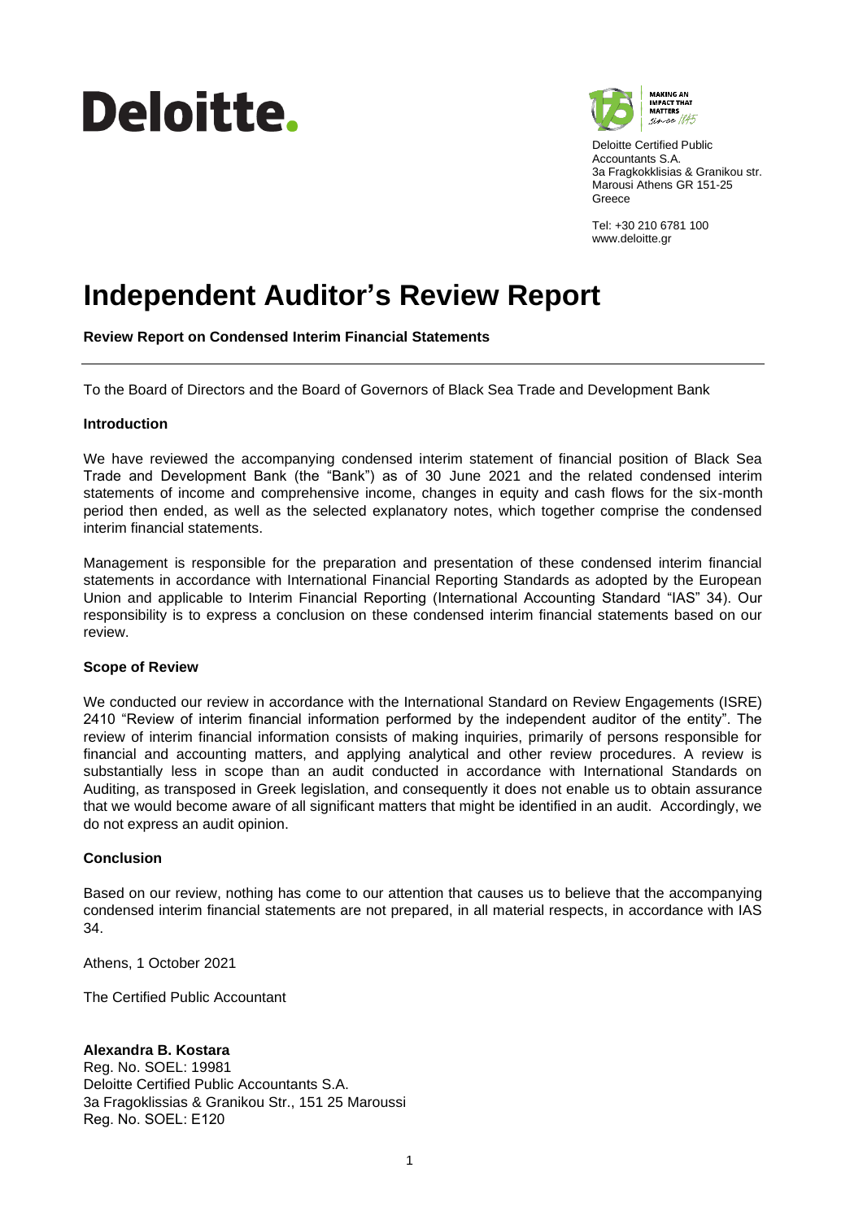# Deloitte.

Deloitte Certified Public Accountants S.A.
3a Fragkokklisias & Granikou str.
Marousi Athens GR 151-25
Greece

Tel: +30 210 6781 100
www.deloitte.gr

# Independent Auditor's Review Report

**Review Report on Condensed Interim Financial Statements**

---

To the Board of Directors and the Board of Governors of Black Sea Trade and Development Bank

**Introduction**

We have reviewed the accompanying condensed interim statement of financial position of Black Sea Trade and Development Bank (the "Bank") as of 30 June 2021 and the related condensed interim statements of income and comprehensive income, changes in equity and cash flows for the six-month period then ended, as well as the selected explanatory notes, which together comprise the condensed interim financial statements.

Management is responsible for the preparation and presentation of these condensed interim financial statements in accordance with International Financial Reporting Standards as adopted by the European Union and applicable to Interim Financial Reporting (International Accounting Standard "IAS" 34). Our responsibility is to express a conclusion on these condensed interim financial statements based on our review.

**Scope of Review**

We conducted our review in accordance with the International Standard on Review Engagements (ISRE) 2410 "Review of interim financial information performed by the independent auditor of the entity". The review of interim financial information consists of making inquiries, primarily of persons responsible for financial and accounting matters, and applying analytical and other review procedures. A review is substantially less in scope than an audit conducted in accordance with International Standards on Auditing, as transposed in Greek legislation, and consequently it does not enable us to obtain assurance that we would become aware of all significant matters that might be identified in an audit. Accordingly, we do not express an audit opinion.

**Conclusion**

Based on our review, nothing has come to our attention that causes us to believe that the accompanying condensed interim financial statements are not prepared, in all material respects, in accordance with IAS 34.

Athens, 1 October 2021

The Certified Public Accountant

**Alexandra B. Kostara**
Reg. No. SOEL: 19981
Deloitte Certified Public Accountants S.A.
3a Fragoklissias & Granikou Str., 151 25 Maroussi
Reg. No. SOEL: E120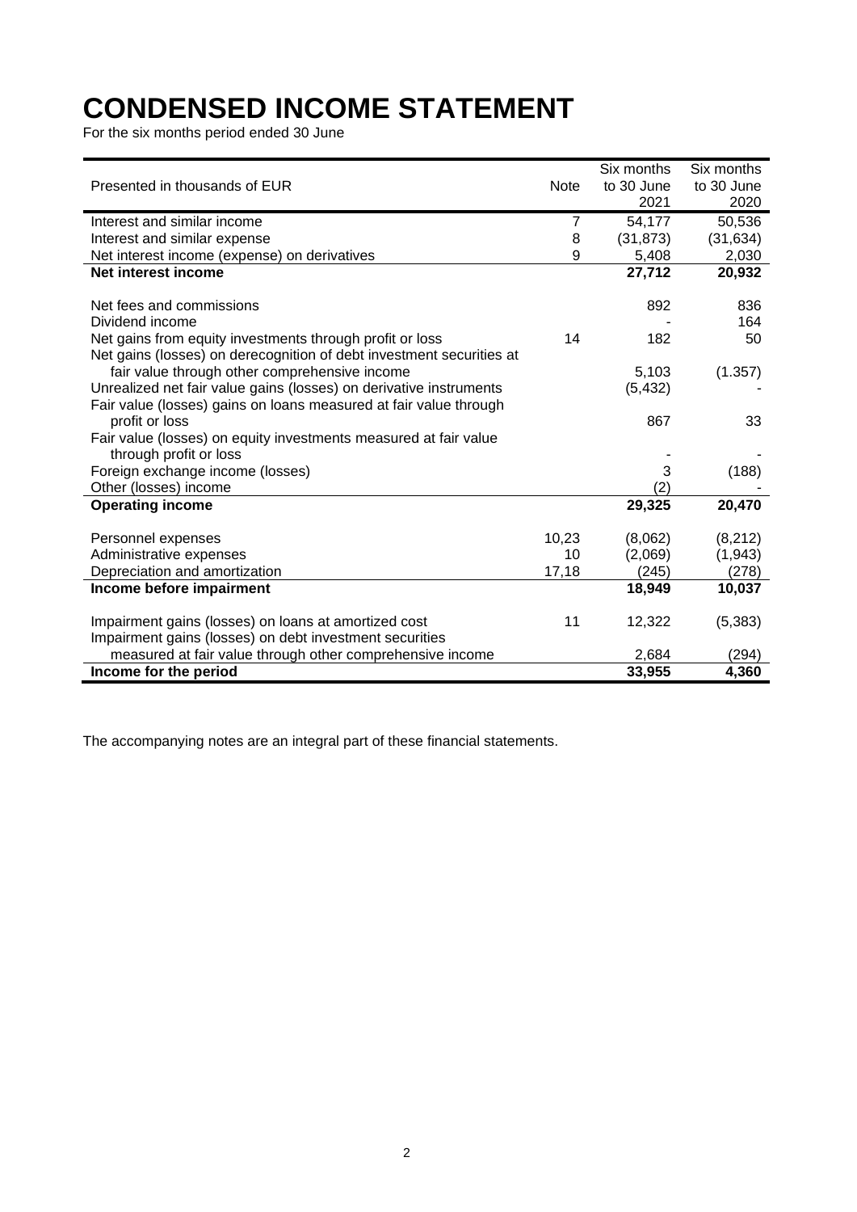# CONDENSED INCOME STATEMENT

For the six months period ended 30 June

| Presented in thousands of EUR | Note | Six months to 30 June 2021 | Six months to 30 June 2020 |
|---|---|---|---|
| Interest and similar income | 7 | 54,177 | 50,536 |
| Interest and similar expense | 8 | (31,873) | (31,634) |
| Net interest income (expense) on derivatives | 9 | 5,408 | 2,030 |
| **Net interest income** | | **27,712** | **20,932** |
| | | | |
| Net fees and commissions | | 892 | 836 |
| Dividend income | | - | 164 |
| Net gains from equity investments through profit or loss | 14 | 182 | 50 |
| Net gains (losses) on derecognition of debt investment securities at fair value through other comprehensive income | | 5,103 | (1.357) |
| Unrealized net fair value gains (losses) on derivative instruments | | (5,432) | - |
| Fair value (losses) gains on loans measured at fair value through profit or loss | | 867 | 33 |
| Fair value (losses) on equity investments measured at fair value through profit or loss | | - | - |
| Foreign exchange income (losses) | | 3 | (188) |
| Other (losses) income | | (2) | - |
| **Operating income** | | **29,325** | **20,470** |
| | | | |
| Personnel expenses | 10,23 | (8,062) | (8,212) |
| Administrative expenses | 10 | (2,069) | (1,943) |
| Depreciation and amortization | 17,18 | (245) | (278) |
| **Income before impairment** | | **18,949** | **10,037** |
| | | | |
| Impairment gains (losses) on loans at amortized cost | 11 | 12,322 | (5,383) |
| Impairment gains (losses) on debt investment securities measured at fair value through other comprehensive income | | 2,684 | (294) |
| **Income for the period** | | **33,955** | **4,360** |

The accompanying notes are an integral part of these financial statements.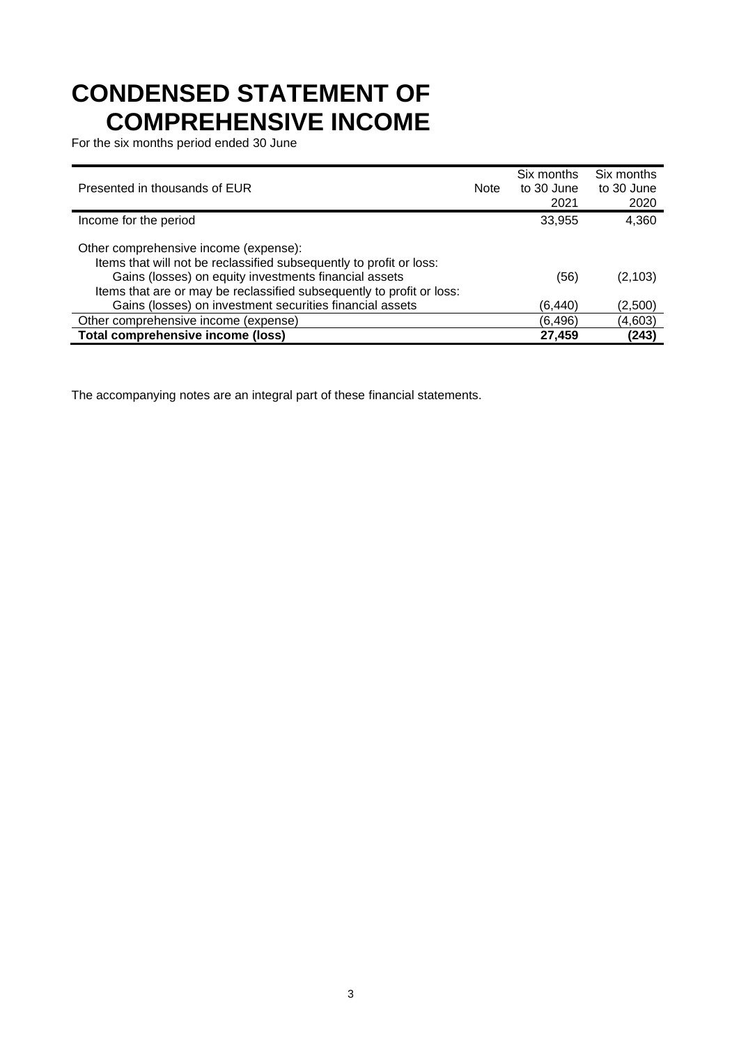# CONDENSED STATEMENT OF COMPREHENSIVE INCOME

For the six months period ended 30 June

| Presented in thousands of EUR | Note | Six months to 30 June 2021 | Six months to 30 June 2020 |
|---|---|---|---|
| Income for the period | | 33,955 | 4,360 |
| Other comprehensive income (expense): | | | |
| Items that will not be reclassified subsequently to profit or loss: | | | |
| Gains (losses) on equity investments financial assets | | (56) | (2,103) |
| Items that are or may be reclassified subsequently to profit or loss: | | | |
| Gains (losses) on investment securities financial assets | | (6,440) | (2,500) |
| Other comprehensive income (expense) | | (6,496) | (4,603) |
| **Total comprehensive income (loss)** | | **27,459** | **(243)** |

The accompanying notes are an integral part of these financial statements.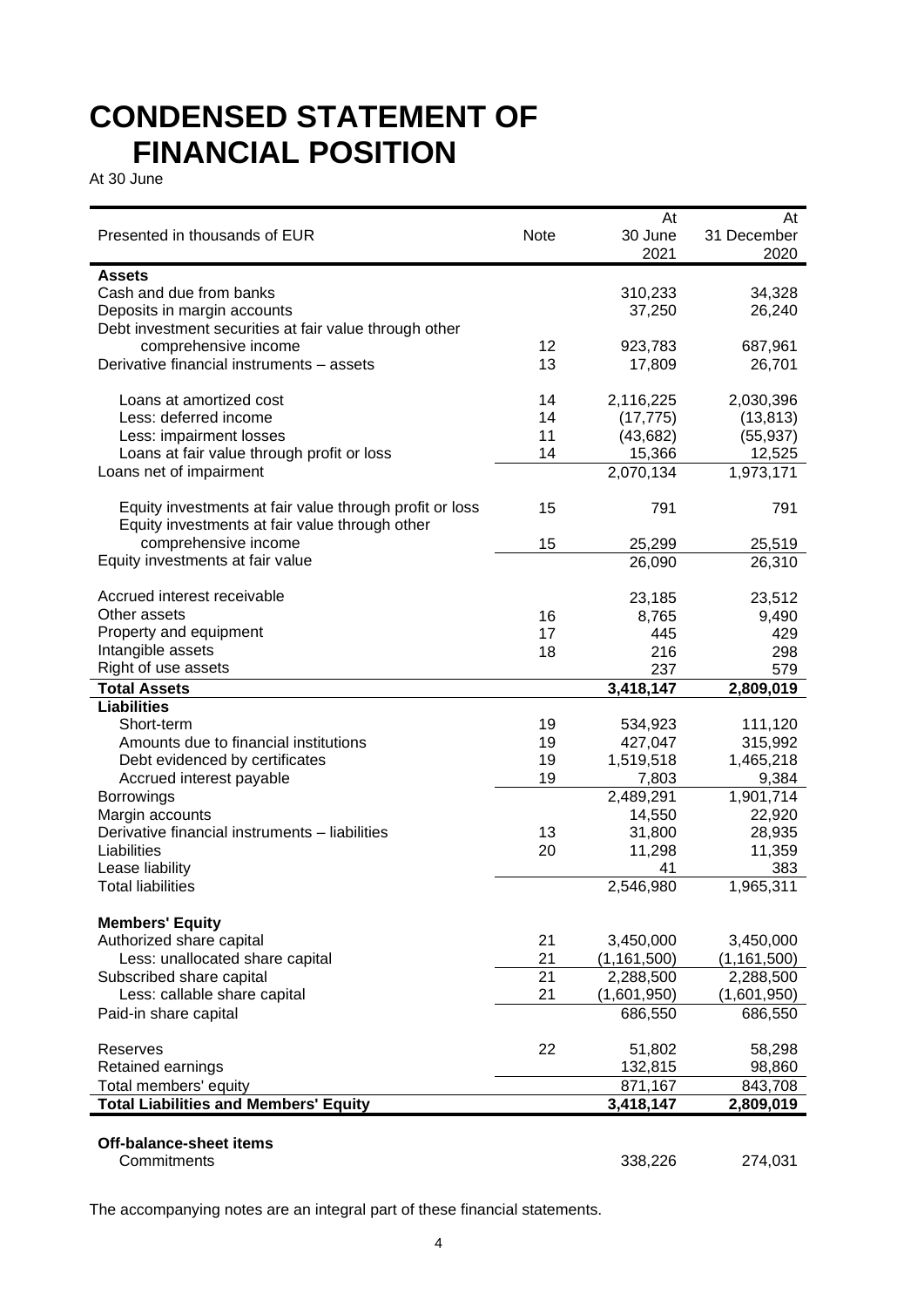# CONDENSED STATEMENT OF FINANCIAL POSITION

At 30 June

| Presented in thousands of EUR | Note | At 30 June 2021 | At 31 December 2020 |
|---|---|---|---|
| **Assets** | | | |
| Cash and due from banks | | 310,233 | 34,328 |
| Deposits in margin accounts | | 37,250 | 26,240 |
| Debt investment securities at fair value through other comprehensive income | 12 | 923,783 | 687,961 |
| Derivative financial instruments – assets | 13 | 17,809 | 26,701 |
| Loans at amortized cost | 14 | 2,116,225 | 2,030,396 |
| Less: deferred income | 14 | (17,775) | (13,813) |
| Less: impairment losses | 11 | (43,682) | (55,937) |
| Loans at fair value through profit or loss | 14 | 15,366 | 12,525 |
| Loans net of impairment | | 2,070,134 | 1,973,171 |
| Equity investments at fair value through profit or loss | 15 | 791 | 791 |
| Equity investments at fair value through other comprehensive income | 15 | 25,299 | 25,519 |
| Equity investments at fair value | | 26,090 | 26,310 |
| Accrued interest receivable | | 23,185 | 23,512 |
| Other assets | 16 | 8,765 | 9,490 |
| Property and equipment | 17 | 445 | 429 |
| Intangible assets | 18 | 216 | 298 |
| Right of use assets | | 237 | 579 |
| **Total Assets** | | **3,418,147** | **2,809,019** |
| **Liabilities** | | | |
| Short-term | 19 | 534,923 | 111,120 |
| Amounts due to financial institutions | 19 | 427,047 | 315,992 |
| Debt evidenced by certificates | 19 | 1,519,518 | 1,465,218 |
| Accrued interest payable | 19 | 7,803 | 9,384 |
| Borrowings | | 2,489,291 | 1,901,714 |
| Margin accounts | | 14,550 | 22,920 |
| Derivative financial instruments – liabilities | 13 | 31,800 | 28,935 |
| Liabilities | 20 | 11,298 | 11,359 |
| Lease liability | | 41 | 383 |
| Total liabilities | | 2,546,980 | 1,965,311 |
| **Members' Equity** | | | |
| Authorized share capital | 21 | 3,450,000 | 3,450,000 |
| Less: unallocated share capital | 21 | (1,161,500) | (1,161,500) |
| Subscribed share capital | 21 | 2,288,500 | 2,288,500 |
| Less: callable share capital | 21 | (1,601,950) | (1,601,950) |
| Paid-in share capital | | 686,550 | 686,550 |
| Reserves | 22 | 51,802 | 58,298 |
| Retained earnings | | 132,815 | 98,860 |
| Total members' equity | | 871,167 | 843,708 |
| **Total Liabilities and Members' Equity** | | **3,418,147** | **2,809,019** |
| **Off-balance-sheet items** | | | |
| Commitments | | 338,226 | 274,031 |

The accompanying notes are an integral part of these financial statements.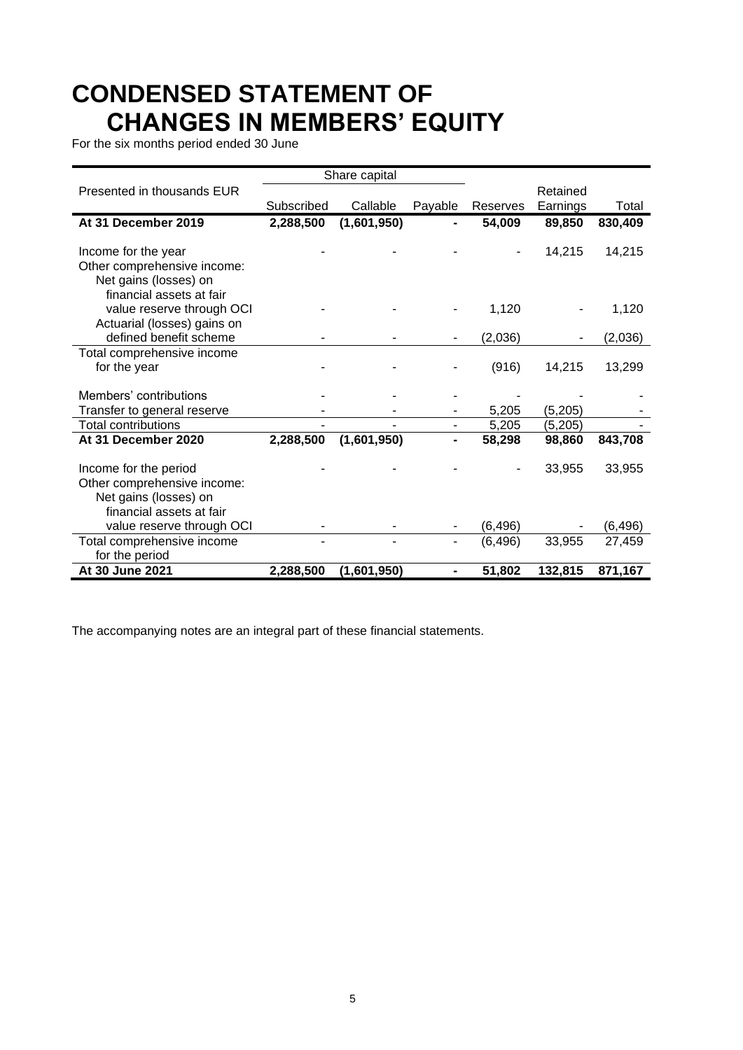# CONDENSED STATEMENT OF CHANGES IN MEMBERS' EQUITY

For the six months period ended 30 June

| Presented in thousands EUR | Share capital | | | | | |
|---|---|---|---|---|---|---|
| | Subscribed | Callable | Payable | Reserves | Retained Earnings | Total |
| **At 31 December 2019** | **2,288,500** | **(1,601,950)** | **-** | **54,009** | **89,850** | **830,409** |
| Income for the year | - | - | - | - | 14,215 | 14,215 |
| Other comprehensive income: | | | | | | |
| Net gains (losses) on financial assets at fair value reserve through OCI | - | - | - | 1,120 | - | 1,120 |
| Actuarial (losses) gains on defined benefit scheme | - | - | - | (2,036) | - | (2,036) |
| Total comprehensive income for the year | - | - | - | (916) | 14,215 | 13,299 |
| Members' contributions | - | - | - | - | - | - |
| Transfer to general reserve | - | - | - | 5,205 | (5,205) | - |
| Total contributions | - | - | - | 5,205 | (5,205) | - |
| **At 31 December 2020** | **2,288,500** | **(1,601,950)** | **-** | **58,298** | **98,860** | **843,708** |
| Income for the period | - | - | - | - | 33,955 | 33,955 |
| Other comprehensive income: | | | | | | |
| Net gains (losses) on financial assets at fair value reserve through OCI | - | - | - | (6,496) | - | (6,496) |
| Total comprehensive income for the period | - | - | - | (6,496) | 33,955 | 27,459 |
| **At 30 June 2021** | **2,288,500** | **(1,601,950)** | **-** | **51,802** | **132,815** | **871,167** |

The accompanying notes are an integral part of these financial statements.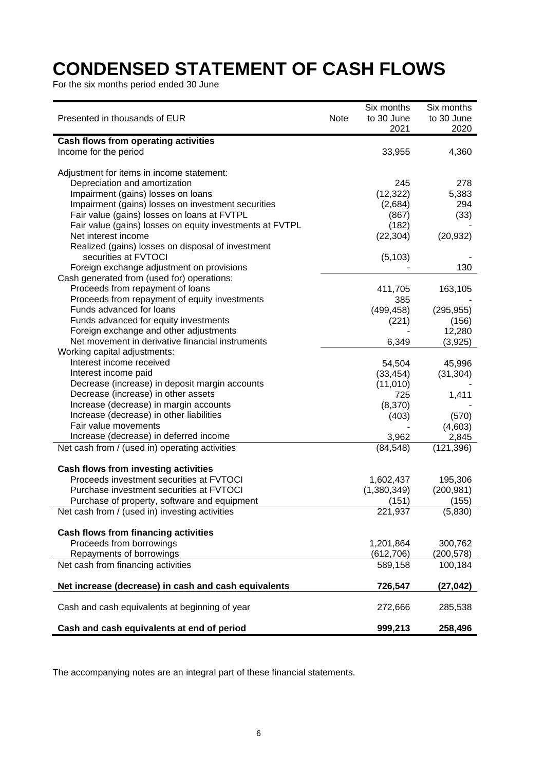# CONDENSED STATEMENT OF CASH FLOWS

For the six months period ended 30 June

| Presented in thousands of EUR | Note | Six months to 30 June 2021 | Six months to 30 June 2020 |
|---|---|---|---|
| **Cash flows from operating activities** | | | |
| Income for the period | | 33,955 | 4,360 |
| | | | |
| Adjustment for items in income statement: | | | |
| Depreciation and amortization | | 245 | 278 |
| Impairment (gains) losses on loans | | (12,322) | 5,383 |
| Impairment (gains) losses on investment securities | | (2,684) | 294 |
| Fair value (gains) losses on loans at FVTPL | | (867) | (33) |
| Fair value (gains) losses on equity investments at FVTPL | | (182) | - |
| Net interest income | | (22,304) | (20,932) |
| Realized (gains) losses on disposal of investment securities at FVTOCI | | (5,103) | - |
| Foreign exchange adjustment on provisions | | - | 130 |
| Cash generated from (used for) operations: | | | |
| Proceeds from repayment of loans | | 411,705 | 163,105 |
| Proceeds from repayment of equity investments | | 385 | - |
| Funds advanced for loans | | (499,458) | (295,955) |
| Funds advanced for equity investments | | (221) | (156) |
| Foreign exchange and other adjustments | | - | 12,280 |
| Net movement in derivative financial instruments | | 6,349 | (3,925) |
| Working capital adjustments: | | | |
| Interest income received | | 54,504 | 45,996 |
| Interest income paid | | (33,454) | (31,304) |
| Decrease (increase) in deposit margin accounts | | (11,010) | - |
| Decrease (increase) in other assets | | 725 | 1,411 |
| Increase (decrease) in margin accounts | | (8,370) | - |
| Increase (decrease) in other liabilities | | (403) | (570) |
| Fair value movements | | - | (4,603) |
| Increase (decrease) in deferred income | | 3,962 | 2,845 |
| Net cash from / (used in) operating activities | | (84,548) | (121,396) |
| | | | |
| **Cash flows from investing activities** | | | |
| Proceeds investment securities at FVTOCI | | 1,602,437 | 195,306 |
| Purchase investment securities at FVTOCI | | (1,380,349) | (200,981) |
| Purchase of property, software and equipment | | (151) | (155) |
| Net cash from / (used in) investing activities | | 221,937 | (5,830) |
| | | | |
| **Cash flows from financing activities** | | | |
| Proceeds from borrowings | | 1,201,864 | 300,762 |
| Repayments of borrowings | | (612,706) | (200,578) |
| Net cash from financing activities | | 589,158 | 100,184 |
| | | | |
| **Net increase (decrease) in cash and cash equivalents** | | **726,547** | **(27,042)** |
| | | | |
| Cash and cash equivalents at beginning of year | | 272,666 | 285,538 |
| | | | |
| **Cash and cash equivalents at end of period** | | **999,213** | **258,496** |

The accompanying notes are an integral part of these financial statements.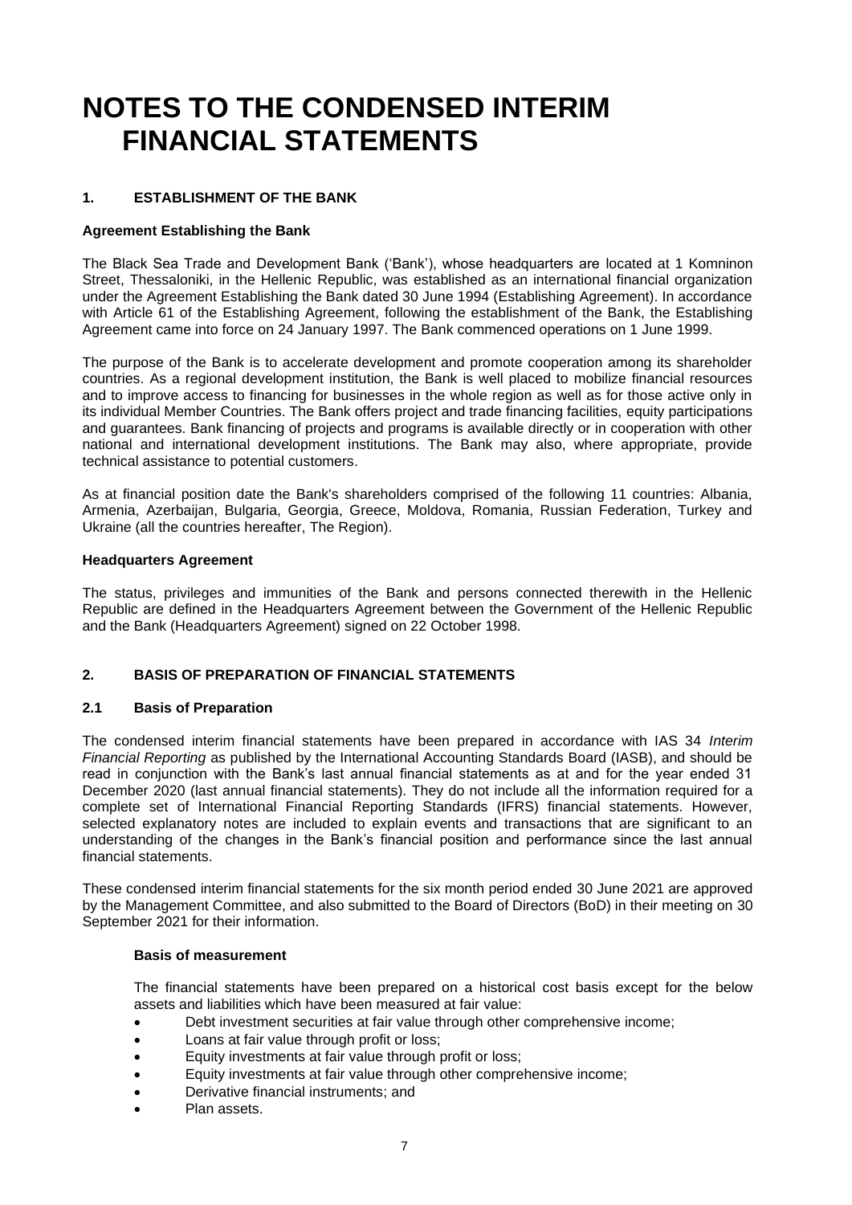# NOTES TO THE CONDENSED INTERIM FINANCIAL STATEMENTS

## 1. ESTABLISHMENT OF THE BANK

### Agreement Establishing the Bank

The Black Sea Trade and Development Bank ('Bank'), whose headquarters are located at 1 Komninon Street, Thessaloniki, in the Hellenic Republic, was established as an international financial organization under the Agreement Establishing the Bank dated 30 June 1994 (Establishing Agreement). In accordance with Article 61 of the Establishing Agreement, following the establishment of the Bank, the Establishing Agreement came into force on 24 January 1997. The Bank commenced operations on 1 June 1999.

The purpose of the Bank is to accelerate development and promote cooperation among its shareholder countries. As a regional development institution, the Bank is well placed to mobilize financial resources and to improve access to financing for businesses in the whole region as well as for those active only in its individual Member Countries. The Bank offers project and trade financing facilities, equity participations and guarantees. Bank financing of projects and programs is available directly or in cooperation with other national and international development institutions. The Bank may also, where appropriate, provide technical assistance to potential customers.

As at financial position date the Bank's shareholders comprised of the following 11 countries: Albania, Armenia, Azerbaijan, Bulgaria, Georgia, Greece, Moldova, Romania, Russian Federation, Turkey and Ukraine (all the countries hereafter, The Region).

### Headquarters Agreement

The status, privileges and immunities of the Bank and persons connected therewith in the Hellenic Republic are defined in the Headquarters Agreement between the Government of the Hellenic Republic and the Bank (Headquarters Agreement) signed on 22 October 1998.

## 2. BASIS OF PREPARATION OF FINANCIAL STATEMENTS

### 2.1 Basis of Preparation

The condensed interim financial statements have been prepared in accordance with IAS 34 *Interim Financial Reporting* as published by the International Accounting Standards Board (IASB), and should be read in conjunction with the Bank's last annual financial statements as at and for the year ended 31 December 2020 (last annual financial statements). They do not include all the information required for a complete set of International Financial Reporting Standards (IFRS) financial statements. However, selected explanatory notes are included to explain events and transactions that are significant to an understanding of the changes in the Bank's financial position and performance since the last annual financial statements.

These condensed interim financial statements for the six month period ended 30 June 2021 are approved by the Management Committee, and also submitted to the Board of Directors (BoD) in their meeting on 30 September 2021 for their information.

#### Basis of measurement

The financial statements have been prepared on a historical cost basis except for the below assets and liabilities which have been measured at fair value:

- Debt investment securities at fair value through other comprehensive income;
- Loans at fair value through profit or loss;
- Equity investments at fair value through profit or loss;
- Equity investments at fair value through other comprehensive income;
- Derivative financial instruments; and
- Plan assets.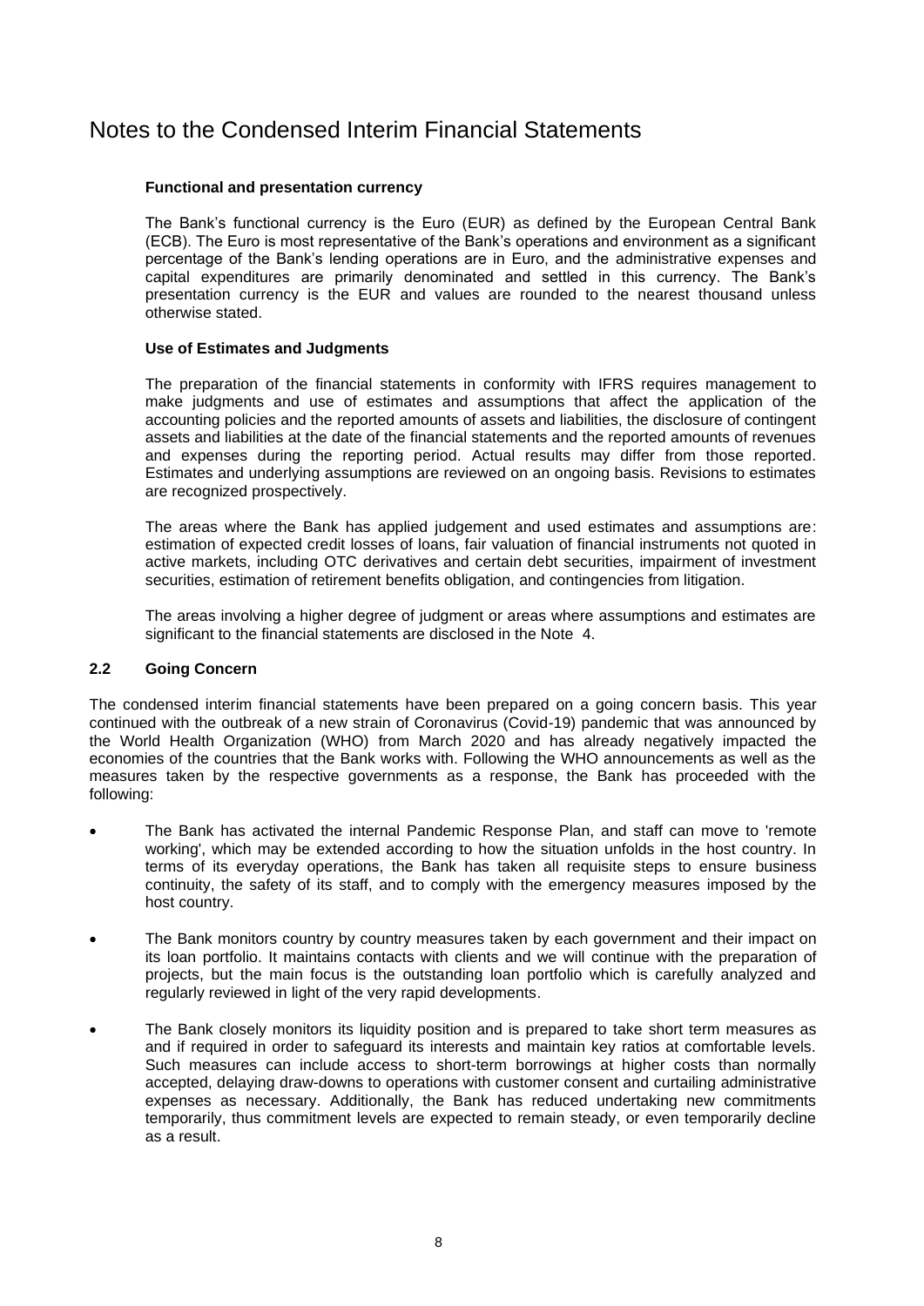# Notes to the Condensed Interim Financial Statements

**Functional and presentation currency**

The Bank's functional currency is the Euro (EUR) as defined by the European Central Bank (ECB). The Euro is most representative of the Bank's operations and environment as a significant percentage of the Bank's lending operations are in Euro, and the administrative expenses and capital expenditures are primarily denominated and settled in this currency. The Bank's presentation currency is the EUR and values are rounded to the nearest thousand unless otherwise stated.

**Use of Estimates and Judgments**

The preparation of the financial statements in conformity with IFRS requires management to make judgments and use of estimates and assumptions that affect the application of the accounting policies and the reported amounts of assets and liabilities, the disclosure of contingent assets and liabilities at the date of the financial statements and the reported amounts of revenues and expenses during the reporting period. Actual results may differ from those reported. Estimates and underlying assumptions are reviewed on an ongoing basis. Revisions to estimates are recognized prospectively.

The areas where the Bank has applied judgement and used estimates and assumptions are: estimation of expected credit losses of loans, fair valuation of financial instruments not quoted in active markets, including OTC derivatives and certain debt securities, impairment of investment securities, estimation of retirement benefits obligation, and contingencies from litigation.

The areas involving a higher degree of judgment or areas where assumptions and estimates are significant to the financial statements are disclosed in the Note 4.

### 2.2 Going Concern

The condensed interim financial statements have been prepared on a going concern basis. This year continued with the outbreak of a new strain of Coronavirus (Covid-19) pandemic that was announced by the World Health Organization (WHO) from March 2020 and has already negatively impacted the economies of the countries that the Bank works with. Following the WHO announcements as well as the measures taken by the respective governments as a response, the Bank has proceeded with the following:

- The Bank has activated the internal Pandemic Response Plan, and staff can move to 'remote working', which may be extended according to how the situation unfolds in the host country. In terms of its everyday operations, the Bank has taken all requisite steps to ensure business continuity, the safety of its staff, and to comply with the emergency measures imposed by the host country.
- The Bank monitors country by country measures taken by each government and their impact on its loan portfolio. It maintains contacts with clients and we will continue with the preparation of projects, but the main focus is the outstanding loan portfolio which is carefully analyzed and regularly reviewed in light of the very rapid developments.
- The Bank closely monitors its liquidity position and is prepared to take short term measures as and if required in order to safeguard its interests and maintain key ratios at comfortable levels. Such measures can include access to short-term borrowings at higher costs than normally accepted, delaying draw-downs to operations with customer consent and curtailing administrative expenses as necessary. Additionally, the Bank has reduced undertaking new commitments temporarily, thus commitment levels are expected to remain steady, or even temporarily decline as a result.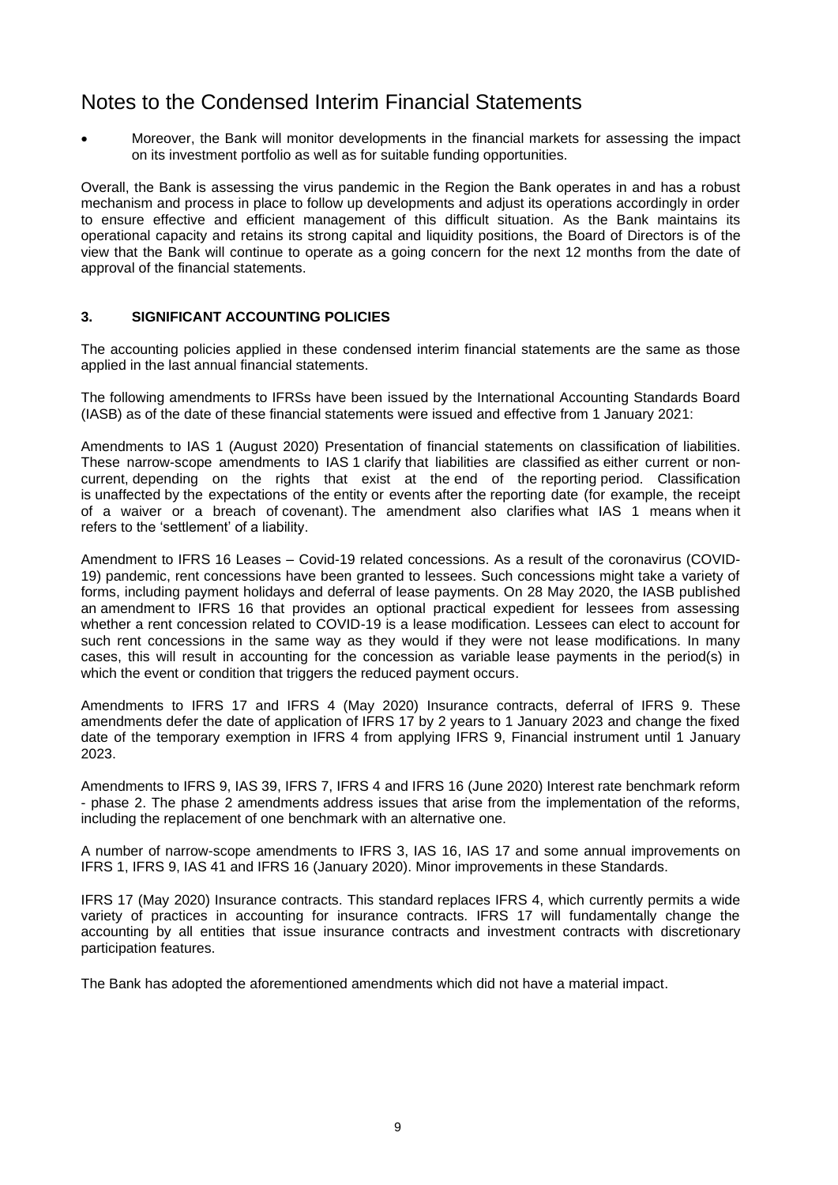# Notes to the Condensed Interim Financial Statements

- Moreover, the Bank will monitor developments in the financial markets for assessing the impact on its investment portfolio as well as for suitable funding opportunities.

Overall, the Bank is assessing the virus pandemic in the Region the Bank operates in and has a robust mechanism and process in place to follow up developments and adjust its operations accordingly in order to ensure effective and efficient management of this difficult situation. As the Bank maintains its operational capacity and retains its strong capital and liquidity positions, the Board of Directors is of the view that the Bank will continue to operate as a going concern for the next 12 months from the date of approval of the financial statements.

## 3. SIGNIFICANT ACCOUNTING POLICIES

The accounting policies applied in these condensed interim financial statements are the same as those applied in the last annual financial statements.

The following amendments to IFRSs have been issued by the International Accounting Standards Board (IASB) as of the date of these financial statements were issued and effective from 1 January 2021:

Amendments to IAS 1 (August 2020) Presentation of financial statements on classification of liabilities. These narrow-scope amendments to IAS 1 clarify that liabilities are classified as either current or non-current, depending on the rights that exist at the end of the reporting period. Classification is unaffected by the expectations of the entity or events after the reporting date (for example, the receipt of a waiver or a breach of covenant). The amendment also clarifies what IAS 1 means when it refers to the 'settlement' of a liability.

Amendment to IFRS 16 Leases – Covid-19 related concessions. As a result of the coronavirus (COVID-19) pandemic, rent concessions have been granted to lessees. Such concessions might take a variety of forms, including payment holidays and deferral of lease payments. On 28 May 2020, the IASB published an amendment to IFRS 16 that provides an optional practical expedient for lessees from assessing whether a rent concession related to COVID-19 is a lease modification. Lessees can elect to account for such rent concessions in the same way as they would if they were not lease modifications. In many cases, this will result in accounting for the concession as variable lease payments in the period(s) in which the event or condition that triggers the reduced payment occurs.

Amendments to IFRS 17 and IFRS 4 (May 2020) Insurance contracts, deferral of IFRS 9. These amendments defer the date of application of IFRS 17 by 2 years to 1 January 2023 and change the fixed date of the temporary exemption in IFRS 4 from applying IFRS 9, Financial instrument until 1 January 2023.

Amendments to IFRS 9, IAS 39, IFRS 7, IFRS 4 and IFRS 16 (June 2020) Interest rate benchmark reform - phase 2. The phase 2 amendments address issues that arise from the implementation of the reforms, including the replacement of one benchmark with an alternative one.

A number of narrow-scope amendments to IFRS 3, IAS 16, IAS 17 and some annual improvements on IFRS 1, IFRS 9, IAS 41 and IFRS 16 (January 2020). Minor improvements in these Standards.

IFRS 17 (May 2020) Insurance contracts. This standard replaces IFRS 4, which currently permits a wide variety of practices in accounting for insurance contracts. IFRS 17 will fundamentally change the accounting by all entities that issue insurance contracts and investment contracts with discretionary participation features.

The Bank has adopted the aforementioned amendments which did not have a material impact.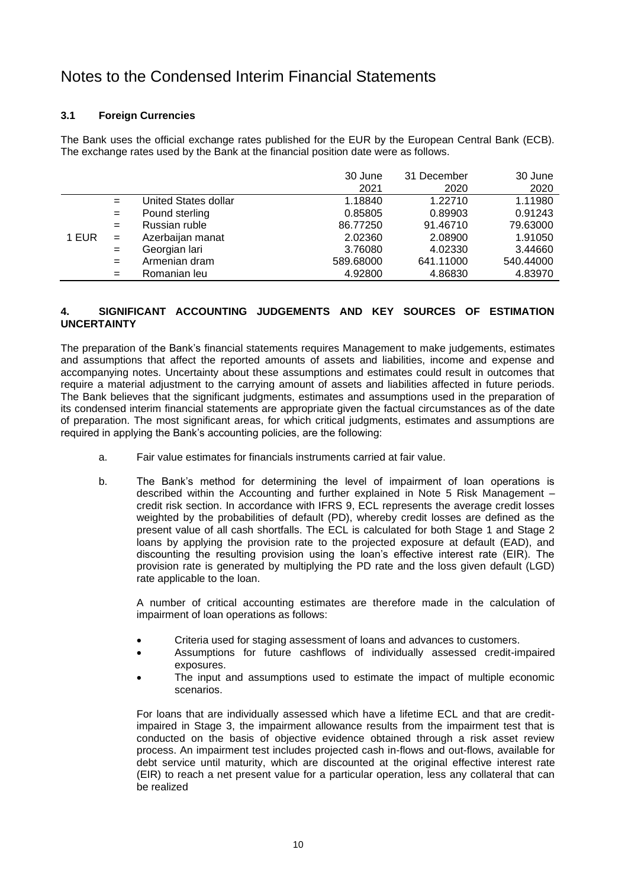# Notes to the Condensed Interim Financial Statements

### 3.1 Foreign Currencies

The Bank uses the official exchange rates published for the EUR by the European Central Bank (ECB). The exchange rates used by the Bank at the financial position date were as follows.

| | | | 30 June 2021 | 31 December 2020 | 30 June 2020 |
|---|---|---|---|---|---|
| 1 EUR | = | United States dollar | 1.18840 | 1.22710 | 1.11980 |
| | = | Pound sterling | 0.85805 | 0.89903 | 0.91243 |
| | = | Russian ruble | 86.77250 | 91.46710 | 79.63000 |
| | = | Azerbaijan manat | 2.02360 | 2.08900 | 1.91050 |
| | = | Georgian lari | 3.76080 | 4.02330 | 3.44660 |
| | = | Armenian dram | 589.68000 | 641.11000 | 540.44000 |
| | = | Romanian leu | 4.92800 | 4.86830 | 4.83970 |

## 4. SIGNIFICANT ACCOUNTING JUDGEMENTS AND KEY SOURCES OF ESTIMATION UNCERTAINTY

The preparation of the Bank's financial statements requires Management to make judgements, estimates and assumptions that affect the reported amounts of assets and liabilities, income and expense and accompanying notes. Uncertainty about these assumptions and estimates could result in outcomes that require a material adjustment to the carrying amount of assets and liabilities affected in future periods. The Bank believes that the significant judgments, estimates and assumptions used in the preparation of its condensed interim financial statements are appropriate given the factual circumstances as of the date of preparation. The most significant areas, for which critical judgments, estimates and assumptions are required in applying the Bank's accounting policies, are the following:

a. Fair value estimates for financials instruments carried at fair value.

b. The Bank's method for determining the level of impairment of loan operations is described within the Accounting and further explained in Note 5 Risk Management – credit risk section. In accordance with IFRS 9, ECL represents the average credit losses weighted by the probabilities of default (PD), whereby credit losses are defined as the present value of all cash shortfalls. The ECL is calculated for both Stage 1 and Stage 2 loans by applying the provision rate to the projected exposure at default (EAD), and discounting the resulting provision using the loan's effective interest rate (EIR). The provision rate is generated by multiplying the PD rate and the loss given default (LGD) rate applicable to the loan.

   A number of critical accounting estimates are therefore made in the calculation of impairment of loan operations as follows:

   - Criteria used for staging assessment of loans and advances to customers.
   - Assumptions for future cashflows of individually assessed credit-impaired exposures.
   - The input and assumptions used to estimate the impact of multiple economic scenarios.

   For loans that are individually assessed which have a lifetime ECL and that are credit-impaired in Stage 3, the impairment allowance results from the impairment test that is conducted on the basis of objective evidence obtained through a risk asset review process. An impairment test includes projected cash in-flows and out-flows, available for debt service until maturity, which are discounted at the original effective interest rate (EIR) to reach a net present value for a particular operation, less any collateral that can be realized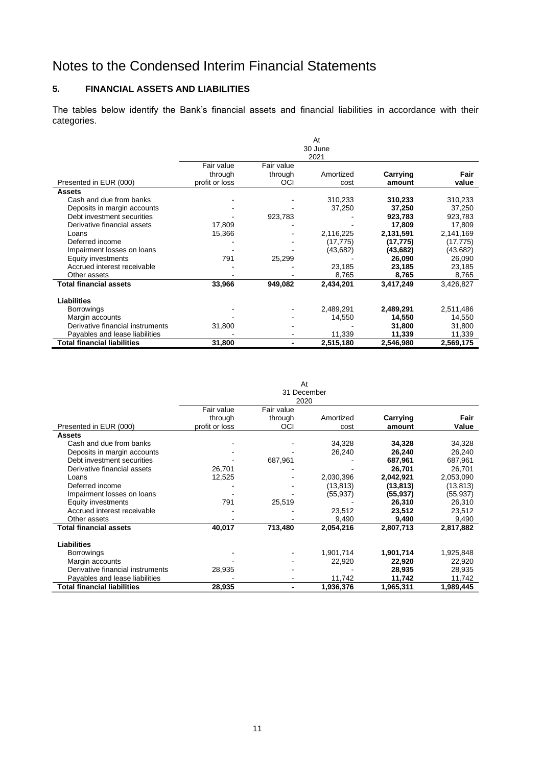# Notes to the Condensed Interim Financial Statements

## 5. FINANCIAL ASSETS AND LIABILITIES

The tables below identify the Bank's financial assets and financial liabilities in accordance with their categories.

| | At 30 June 2021 | | | | |
|---|---|---|---|---|---|
| Presented in EUR (000) | Fair value through profit or loss | Fair value through OCI | Amortized cost | **Carrying amount** | **Fair value** |
| **Assets** | | | | | |
| Cash and due from banks | - | - | 310,233 | **310,233** | 310,233 |
| Deposits in margin accounts | - | - | 37,250 | **37,250** | 37,250 |
| Debt investment securities | - | 923,783 | - | **923,783** | 923,783 |
| Derivative financial assets | 17,809 | - | - | **17,809** | 17,809 |
| Loans | 15,366 | - | 2,116,225 | **2,131,591** | 2,141,169 |
| Deferred income | - | - | (17,775) | **(17,775)** | (17,775) |
| Impairment losses on loans | - | - | (43,682) | **(43,682)** | (43,682) |
| Equity investments | 791 | 25,299 | - | **26,090** | 26,090 |
| Accrued interest receivable | - | - | 23,185 | **23,185** | 23,185 |
| Other assets | - | - | 8,765 | **8,765** | 8,765 |
| **Total financial assets** | **33,966** | **949,082** | **2,434,201** | **3,417,249** | 3,426,827 |
| **Liabilities** | | | | | |
| Borrowings | - | - | 2,489,291 | **2,489,291** | 2,511,486 |
| Margin accounts | - | - | 14,550 | **14,550** | 14,550 |
| Derivative financial instruments | 31,800 | - | - | **31,800** | 31,800 |
| Payables and lease liabilities | - | - | 11,339 | **11,339** | 11,339 |
| **Total financial liabilities** | **31,800** | **-** | **2,515,180** | **2,546,980** | **2,569,175** |

| | At 31 December 2020 | | | | |
|---|---|---|---|---|---|
| Presented in EUR (000) | Fair value through profit or loss | Fair value through OCI | Amortized cost | **Carrying amount** | **Fair Value** |
| **Assets** | | | | | |
| Cash and due from banks | - | - | 34,328 | **34,328** | 34,328 |
| Deposits in margin accounts | - | - | 26,240 | **26,240** | 26,240 |
| Debt investment securities | - | 687,961 | - | **687,961** | 687,961 |
| Derivative financial assets | 26,701 | - | - | **26,701** | 26,701 |
| Loans | 12,525 | - | 2,030,396 | **2,042,921** | 2,053,090 |
| Deferred income | - | - | (13,813) | **(13,813)** | (13,813) |
| Impairment losses on loans | - | - | (55,937) | **(55,937)** | (55,937) |
| Equity investments | 791 | 25,519 | - | **26,310** | 26,310 |
| Accrued interest receivable | - | - | 23,512 | **23,512** | 23,512 |
| Other assets | - | - | 9,490 | **9,490** | 9,490 |
| **Total financial assets** | **40,017** | **713,480** | **2,054,216** | **2,807,713** | **2,817,882** |
| **Liabilities** | | | | | |
| Borrowings | - | - | 1,901,714 | **1,901,714** | 1,925,848 |
| Margin accounts | - | - | 22,920 | **22,920** | 22,920 |
| Derivative financial instruments | 28,935 | - | - | **28,935** | 28,935 |
| Payables and lease liabilities | - | - | 11,742 | **11,742** | 11,742 |
| **Total financial liabilities** | **28,935** | **-** | **1,936,376** | **1,965,311** | **1,989,445** |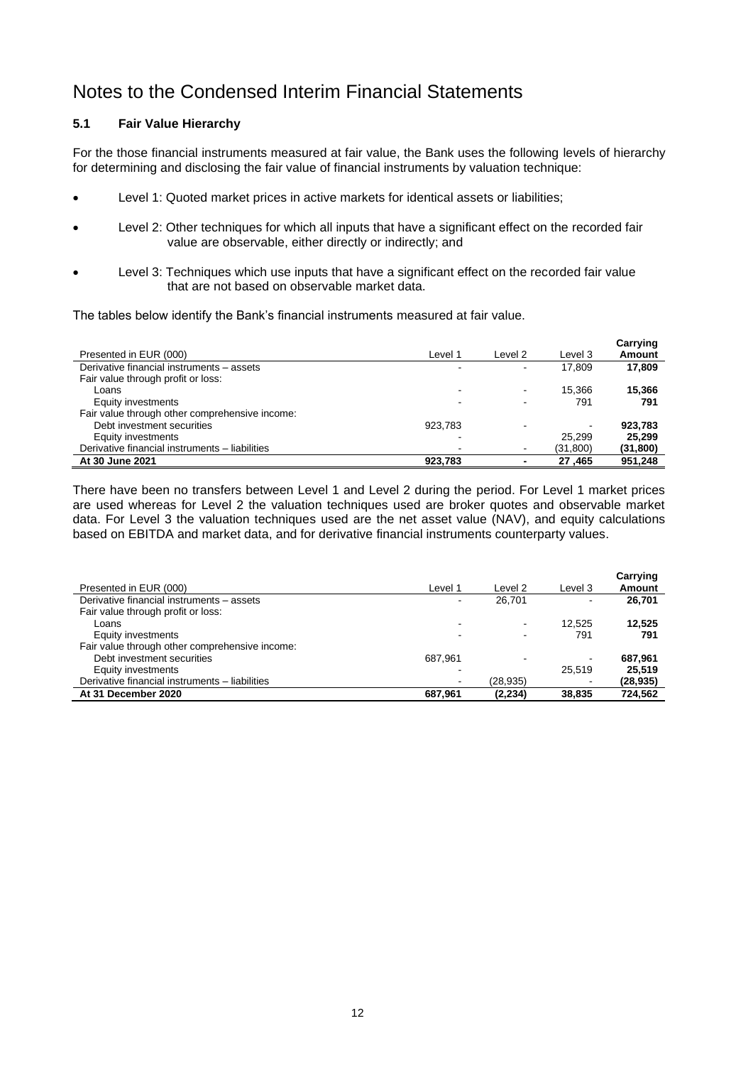# Notes to the Condensed Interim Financial Statements

### 5.1 Fair Value Hierarchy

For the those financial instruments measured at fair value, the Bank uses the following levels of hierarchy for determining and disclosing the fair value of financial instruments by valuation technique:

- Level 1: Quoted market prices in active markets for identical assets or liabilities;
- Level 2: Other techniques for which all inputs that have a significant effect on the recorded fair value are observable, either directly or indirectly; and
- Level 3: Techniques which use inputs that have a significant effect on the recorded fair value that are not based on observable market data.

The tables below identify the Bank's financial instruments measured at fair value.

| Presented in EUR (000) | Level 1 | Level 2 | Level 3 | Carrying Amount |
|---|---|---|---|---|
| Derivative financial instruments – assets | - | - | 17,809 | **17,809** |
| Fair value through profit or loss: | | | | |
| Loans | - | - | 15,366 | **15,366** |
| Equity investments | - | - | 791 | **791** |
| Fair value through other comprehensive income: | | | | |
| Debt investment securities | 923,783 | - | - | **923,783** |
| Equity investments | - | | 25,299 | **25,299** |
| Derivative financial instruments – liabilities | - | - | (31,800) | **(31,800)** |
| **At 30 June 2021** | **923,783** | **-** | **27 ,465** | **951,248** |

There have been no transfers between Level 1 and Level 2 during the period. For Level 1 market prices are used whereas for Level 2 the valuation techniques used are broker quotes and observable market data. For Level 3 the valuation techniques used are the net asset value (NAV), and equity calculations based on EBITDA and market data, and for derivative financial instruments counterparty values.

| Presented in EUR (000) | Level 1 | Level 2 | Level 3 | Carrying Amount |
|---|---|---|---|---|
| Derivative financial instruments – assets | - | 26,701 | - | **26,701** |
| Fair value through profit or loss: | | | | |
| Loans | - | - | 12,525 | **12,525** |
| Equity investments | - | - | 791 | **791** |
| Fair value through other comprehensive income: | | | | |
| Debt investment securities | 687,961 | - | - | **687,961** |
| Equity investments | - | | 25,519 | **25,519** |
| Derivative financial instruments – liabilities | - | (28,935) | - | **(28,935)** |
| **At 31 December 2020** | **687,961** | **(2,234)** | **38,835** | **724,562** |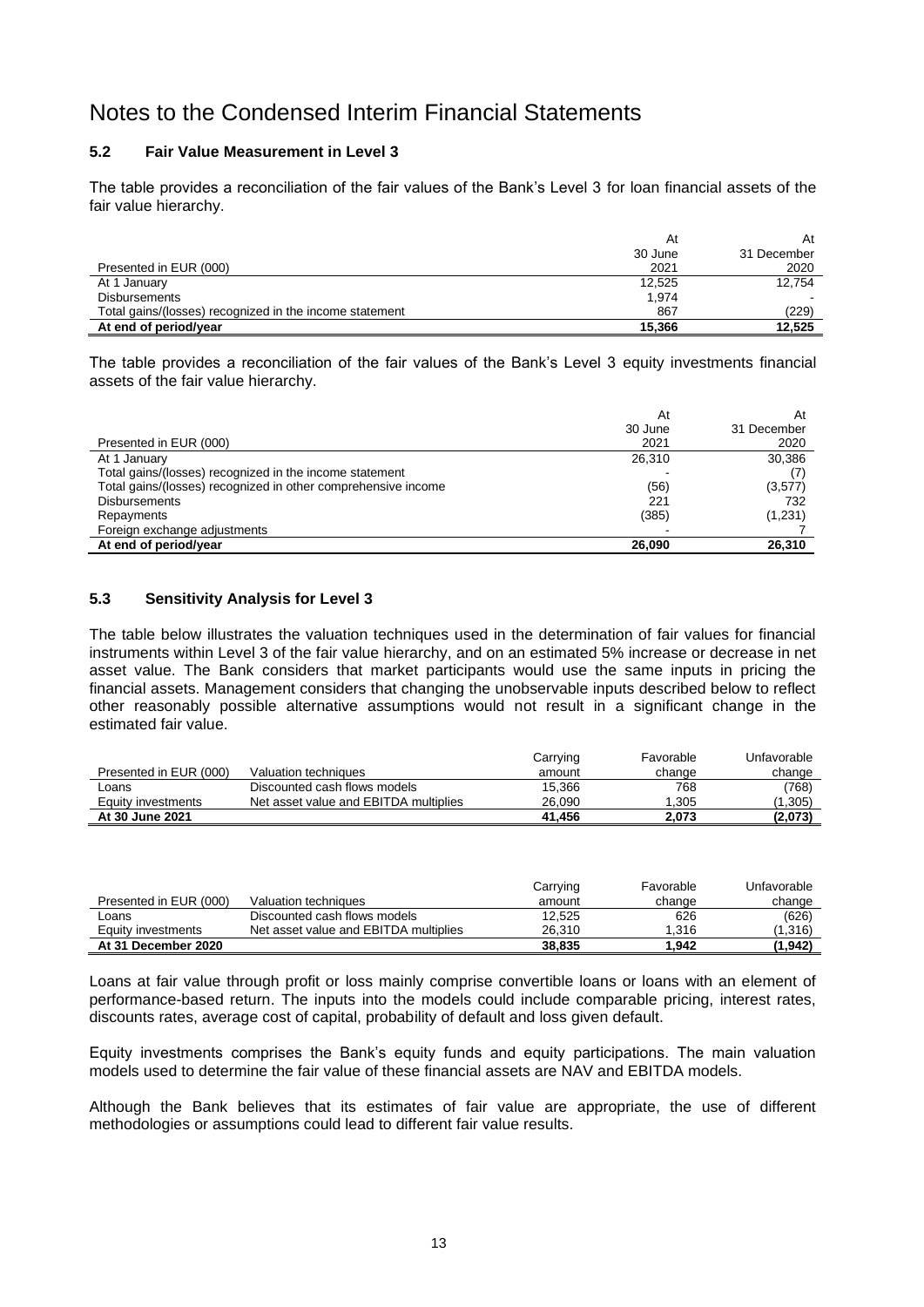# Notes to the Condensed Interim Financial Statements

### 5.2 Fair Value Measurement in Level 3

The table provides a reconciliation of the fair values of the Bank's Level 3 for loan financial assets of the fair value hierarchy.

| Presented in EUR (000) | At 30 June 2021 | At 31 December 2020 |
|---|---|---|
| At 1 January | 12,525 | 12,754 |
| Disbursements | 1,974 | - |
| Total gains/(losses) recognized in the income statement | 867 | (229) |
| **At end of period/year** | **15,366** | **12,525** |

The table provides a reconciliation of the fair values of the Bank's Level 3 equity investments financial assets of the fair value hierarchy.

| Presented in EUR (000) | At 30 June 2021 | At 31 December 2020 |
|---|---|---|
| At 1 January | 26,310 | 30,386 |
| Total gains/(losses) recognized in the income statement | - | (7) |
| Total gains/(losses) recognized in other comprehensive income | (56) | (3,577) |
| Disbursements | 221 | 732 |
| Repayments | (385) | (1,231) |
| Foreign exchange adjustments | - | 7 |
| **At end of period/year** | **26,090** | **26,310** |

### 5.3 Sensitivity Analysis for Level 3

The table below illustrates the valuation techniques used in the determination of fair values for financial instruments within Level 3 of the fair value hierarchy, and on an estimated 5% increase or decrease in net asset value. The Bank considers that market participants would use the same inputs in pricing the financial assets. Management considers that changing the unobservable inputs described below to reflect other reasonably possible alternative assumptions would not result in a significant change in the estimated fair value.

| Presented in EUR (000) | Valuation techniques | Carrying amount | Favorable change | Unfavorable change |
|---|---|---|---|---|
| Loans | Discounted cash flows models | 15,366 | 768 | (768) |
| Equity investments | Net asset value and EBITDA multiplies | 26,090 | 1,305 | (1,305) |
| **At 30 June 2021** | | **41,456** | **2,073** | **(2,073)** |

| Presented in EUR (000) | Valuation techniques | Carrying amount | Favorable change | Unfavorable change |
|---|---|---|---|---|
| Loans | Discounted cash flows models | 12,525 | 626 | (626) |
| Equity investments | Net asset value and EBITDA multiplies | 26,310 | 1,316 | (1,316) |
| **At 31 December 2020** | | **38,835** | **1,942** | **(1,942)** |

Loans at fair value through profit or loss mainly comprise convertible loans or loans with an element of performance-based return. The inputs into the models could include comparable pricing, interest rates, discounts rates, average cost of capital, probability of default and loss given default.

Equity investments comprises the Bank's equity funds and equity participations. The main valuation models used to determine the fair value of these financial assets are NAV and EBITDA models.

Although the Bank believes that its estimates of fair value are appropriate, the use of different methodologies or assumptions could lead to different fair value results.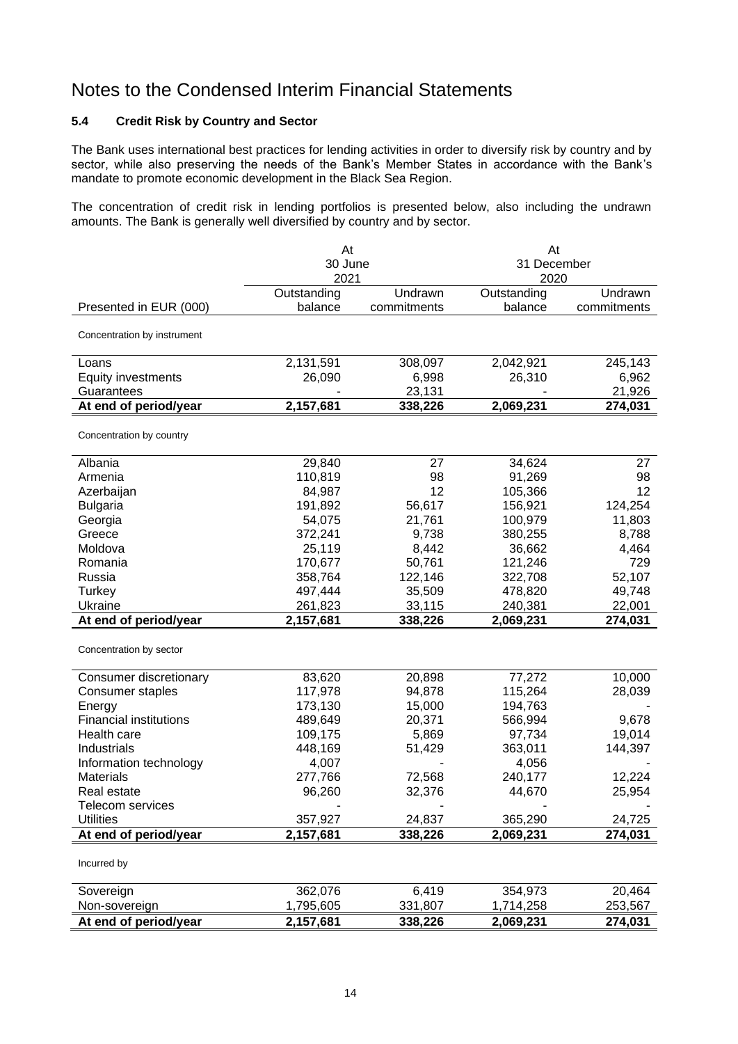# Notes to the Condensed Interim Financial Statements

### 5.4 Credit Risk by Country and Sector

The Bank uses international best practices for lending activities in order to diversify risk by country and by sector, while also preserving the needs of the Bank's Member States in accordance with the Bank's mandate to promote economic development in the Black Sea Region.

The concentration of credit risk in lending portfolios is presented below, also including the undrawn amounts. The Bank is generally well diversified by country and by sector.

| | At 30 June 2021 | | At 31 December 2020 | |
|---|---|---|---|---|
| Presented in EUR (000) | Outstanding balance | Undrawn commitments | Outstanding balance | Undrawn commitments |
| Concentration by instrument | | | | |
| Loans | 2,131,591 | 308,097 | 2,042,921 | 245,143 |
| Equity investments | 26,090 | 6,998 | 26,310 | 6,962 |
| Guarantees | - | 23,131 | - | 21,926 |
| **At end of period/year** | **2,157,681** | **338,226** | **2,069,231** | **274,031** |
| Concentration by country | | | | |
| Albania | 29,840 | 27 | 34,624 | 27 |
| Armenia | 110,819 | 98 | 91,269 | 98 |
| Azerbaijan | 84,987 | 12 | 105,366 | 12 |
| Bulgaria | 191,892 | 56,617 | 156,921 | 124,254 |
| Georgia | 54,075 | 21,761 | 100,979 | 11,803 |
| Greece | 372,241 | 9,738 | 380,255 | 8,788 |
| Moldova | 25,119 | 8,442 | 36,662 | 4,464 |
| Romania | 170,677 | 50,761 | 121,246 | 729 |
| Russia | 358,764 | 122,146 | 322,708 | 52,107 |
| Turkey | 497,444 | 35,509 | 478,820 | 49,748 |
| Ukraine | 261,823 | 33,115 | 240,381 | 22,001 |
| **At end of period/year** | **2,157,681** | **338,226** | **2,069,231** | **274,031** |
| Concentration by sector | | | | |
| Consumer discretionary | 83,620 | 20,898 | 77,272 | 10,000 |
| Consumer staples | 117,978 | 94,878 | 115,264 | 28,039 |
| Energy | 173,130 | 15,000 | 194,763 | - |
| Financial institutions | 489,649 | 20,371 | 566,994 | 9,678 |
| Health care | 109,175 | 5,869 | 97,734 | 19,014 |
| Industrials | 448,169 | 51,429 | 363,011 | 144,397 |
| Information technology | 4,007 | - | 4,056 | - |
| Materials | 277,766 | 72,568 | 240,177 | 12,224 |
| Real estate | 96,260 | 32,376 | 44,670 | 25,954 |
| Telecom services | - | - | - | - |
| Utilities | 357,927 | 24,837 | 365,290 | 24,725 |
| **At end of period/year** | **2,157,681** | **338,226** | **2,069,231** | **274,031** |
| Incurred by | | | | |
| Sovereign | 362,076 | 6,419 | 354,973 | 20,464 |
| Non-sovereign | 1,795,605 | 331,807 | 1,714,258 | 253,567 |
| **At end of period/year** | **2,157,681** | **338,226** | **2,069,231** | **274,031** |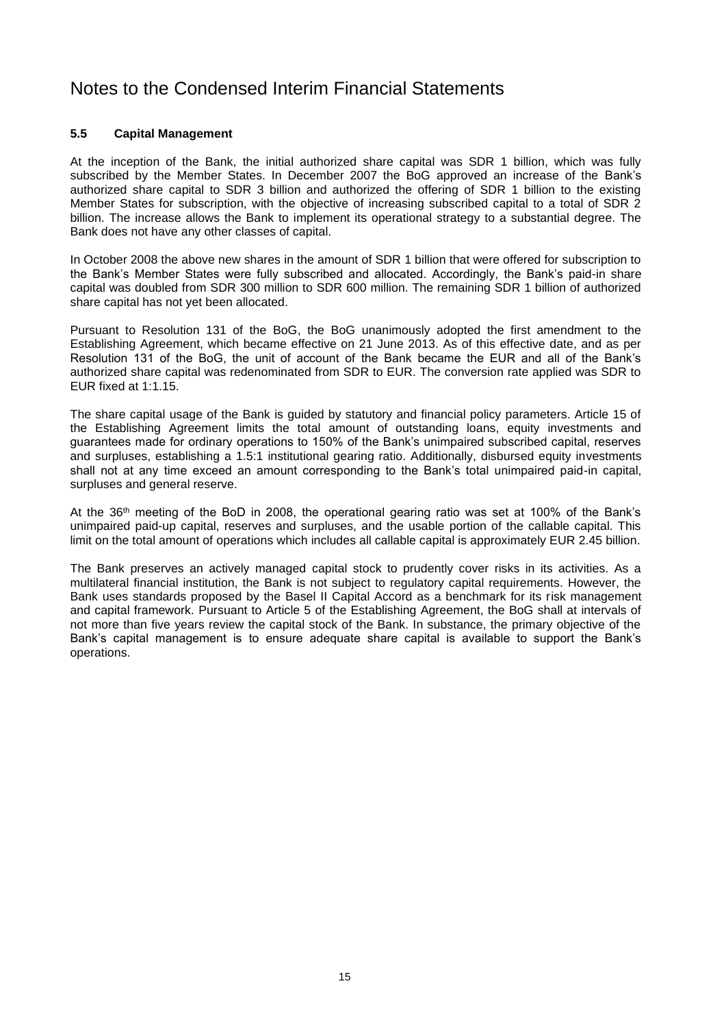# Notes to the Condensed Interim Financial Statements

### 5.5 Capital Management

At the inception of the Bank, the initial authorized share capital was SDR 1 billion, which was fully subscribed by the Member States. In December 2007 the BoG approved an increase of the Bank's authorized share capital to SDR 3 billion and authorized the offering of SDR 1 billion to the existing Member States for subscription, with the objective of increasing subscribed capital to a total of SDR 2 billion. The increase allows the Bank to implement its operational strategy to a substantial degree. The Bank does not have any other classes of capital.

In October 2008 the above new shares in the amount of SDR 1 billion that were offered for subscription to the Bank's Member States were fully subscribed and allocated. Accordingly, the Bank's paid-in share capital was doubled from SDR 300 million to SDR 600 million. The remaining SDR 1 billion of authorized share capital has not yet been allocated.

Pursuant to Resolution 131 of the BoG, the BoG unanimously adopted the first amendment to the Establishing Agreement, which became effective on 21 June 2013. As of this effective date, and as per Resolution 131 of the BoG, the unit of account of the Bank became the EUR and all of the Bank's authorized share capital was redenominated from SDR to EUR. The conversion rate applied was SDR to EUR fixed at 1:1.15.

The share capital usage of the Bank is guided by statutory and financial policy parameters. Article 15 of the Establishing Agreement limits the total amount of outstanding loans, equity investments and guarantees made for ordinary operations to 150% of the Bank's unimpaired subscribed capital, reserves and surpluses, establishing a 1.5:1 institutional gearing ratio. Additionally, disbursed equity investments shall not at any time exceed an amount corresponding to the Bank's total unimpaired paid-in capital, surpluses and general reserve.

At the 36th meeting of the BoD in 2008, the operational gearing ratio was set at 100% of the Bank's unimpaired paid-up capital, reserves and surpluses, and the usable portion of the callable capital. This limit on the total amount of operations which includes all callable capital is approximately EUR 2.45 billion.

The Bank preserves an actively managed capital stock to prudently cover risks in its activities. As a multilateral financial institution, the Bank is not subject to regulatory capital requirements. However, the Bank uses standards proposed by the Basel II Capital Accord as a benchmark for its risk management and capital framework. Pursuant to Article 5 of the Establishing Agreement, the BoG shall at intervals of not more than five years review the capital stock of the Bank. In substance, the primary objective of the Bank's capital management is to ensure adequate share capital is available to support the Bank's operations.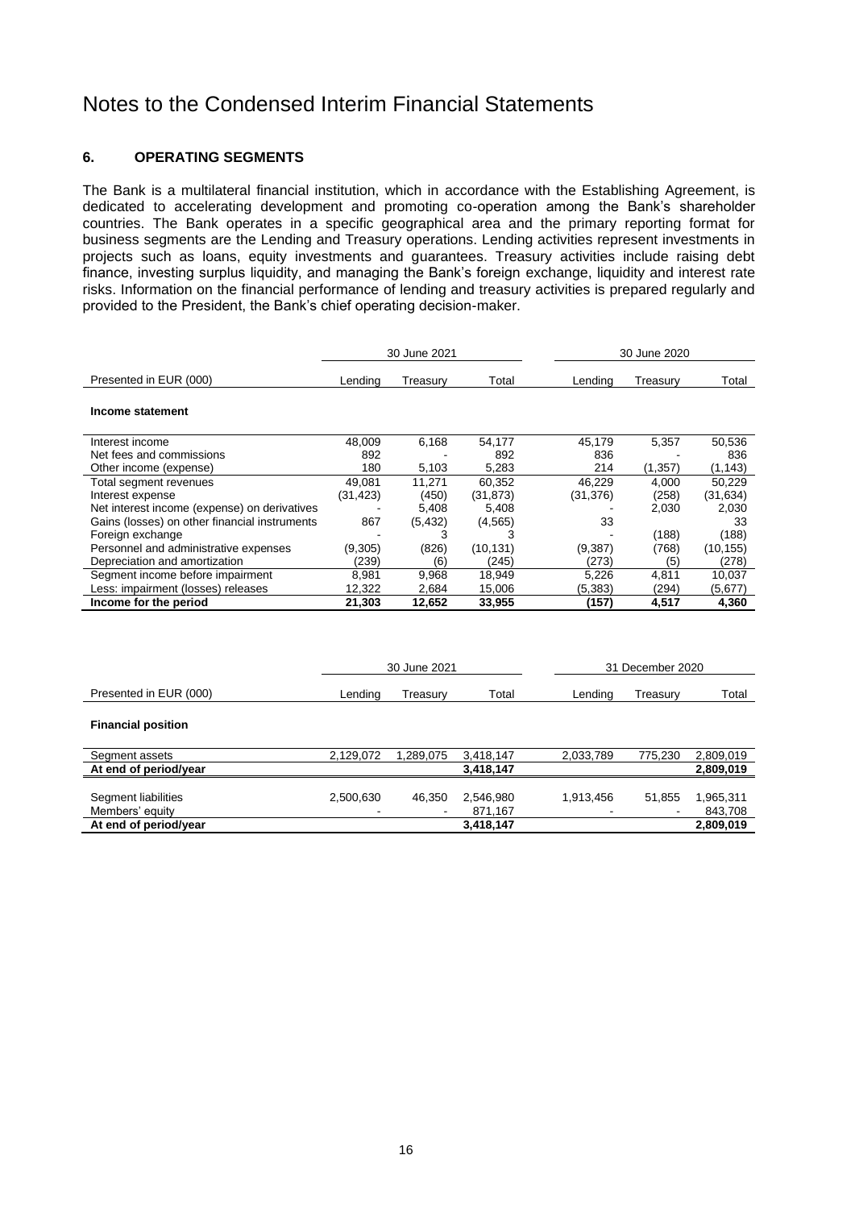# Notes to the Condensed Interim Financial Statements

## 6. OPERATING SEGMENTS

The Bank is a multilateral financial institution, which in accordance with the Establishing Agreement, is dedicated to accelerating development and promoting co-operation among the Bank's shareholder countries. The Bank operates in a specific geographical area and the primary reporting format for business segments are the Lending and Treasury operations. Lending activities represent investments in projects such as loans, equity investments and guarantees. Treasury activities include raising debt finance, investing surplus liquidity, and managing the Bank's foreign exchange, liquidity and interest rate risks. Information on the financial performance of lending and treasury activities is prepared regularly and provided to the President, the Bank's chief operating decision-maker.

| | 30 June 2021 | | | 30 June 2020 | | |
|---|---|---|---|---|---|---|
| Presented in EUR (000) | Lending | Treasury | Total | Lending | Treasury | Total |
| **Income statement** | | | | | | |
| Interest income | 48,009 | 6,168 | 54,177 | 45,179 | 5,357 | 50,536 |
| Net fees and commissions | 892 | - | 892 | 836 | - | 836 |
| Other income (expense) | 180 | 5,103 | 5,283 | 214 | (1,357) | (1,143) |
| Total segment revenues | 49,081 | 11,271 | 60,352 | 46,229 | 4,000 | 50,229 |
| Interest expense | (31,423) | (450) | (31,873) | (31,376) | (258) | (31,634) |
| Net interest income (expense) on derivatives | - | 5,408 | 5,408 | - | 2,030 | 2,030 |
| Gains (losses) on other financial instruments | 867 | (5,432) | (4,565) | 33 | | 33 |
| Foreign exchange | - | 3 | 3 | - | (188) | (188) |
| Personnel and administrative expenses | (9,305) | (826) | (10,131) | (9,387) | (768) | (10,155) |
| Depreciation and amortization | (239) | (6) | (245) | (273) | (5) | (278) |
| Segment income before impairment | 8,981 | 9,968 | 18,949 | 5,226 | 4,811 | 10,037 |
| Less: impairment (losses) releases | 12,322 | 2,684 | 15,006 | (5,383) | (294) | (5,677) |
| **Income for the period** | **21,303** | **12,652** | **33,955** | **(157)** | **4,517** | **4,360** |

| | 30 June 2021 | | | 31 December 2020 | | |
|---|---|---|---|---|---|---|
| Presented in EUR (000) | Lending | Treasury | Total | Lending | Treasury | Total |
| **Financial position** | | | | | | |
| Segment assets | 2,129,072 | 1,289,075 | 3,418,147 | 2,033,789 | 775,230 | 2,809,019 |
| **At end of period/year** | | | **3,418,147** | | | **2,809,019** |
| Segment liabilities | 2,500,630 | 46,350 | 2,546,980 | 1,913,456 | 51,855 | 1,965,311 |
| Members' equity | - | - | 871,167 | - | - | 843,708 |
| **At end of period/year** | | | **3,418,147** | | | **2,809,019** |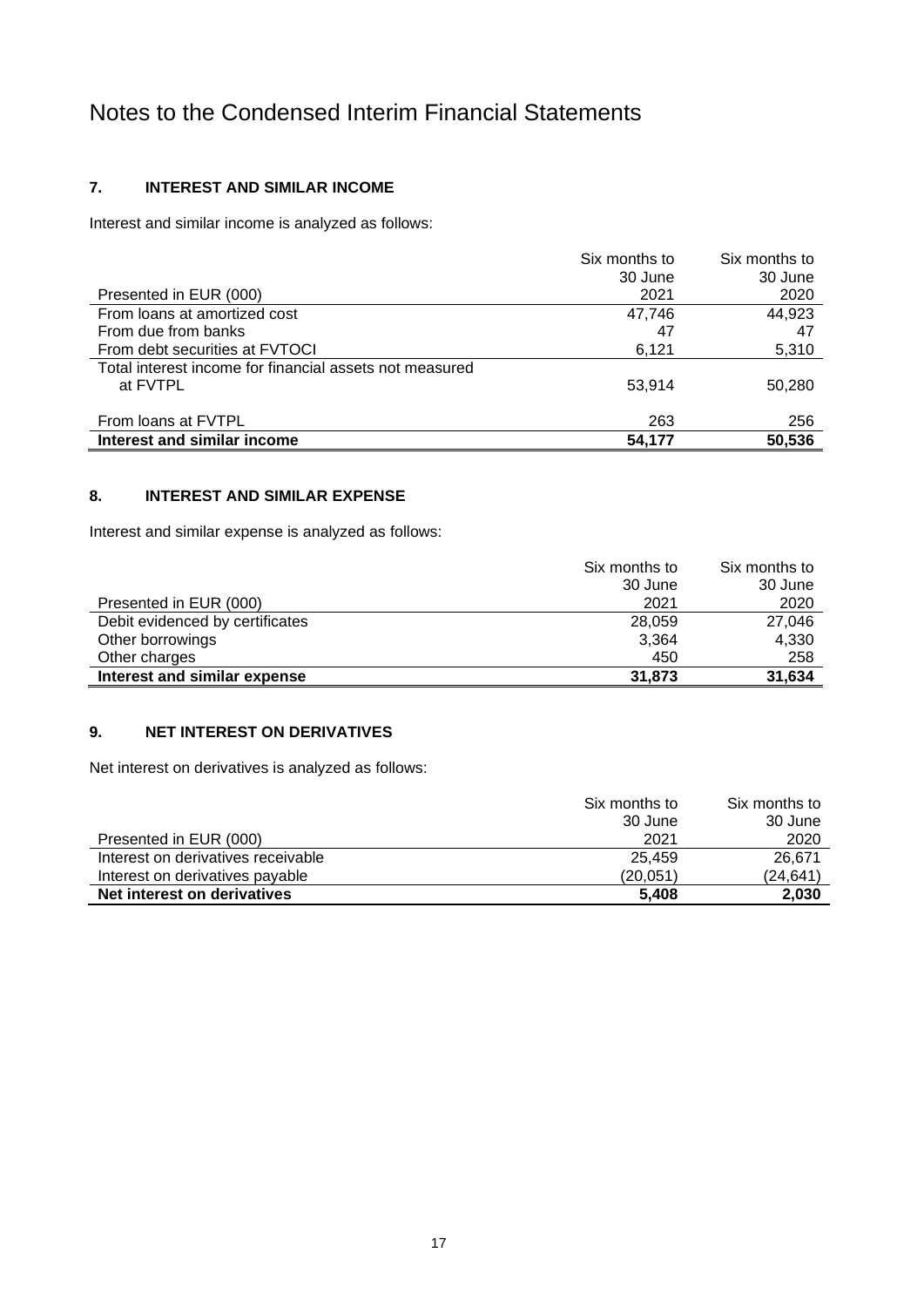# Notes to the Condensed Interim Financial Statements

## 7. INTEREST AND SIMILAR INCOME

Interest and similar income is analyzed as follows:

| Presented in EUR (000) | Six months to 30 June 2021 | Six months to 30 June 2020 |
|---|---|---|
| From loans at amortized cost | 47,746 | 44,923 |
| From due from banks | 47 | 47 |
| From debt securities at FVTOCI | 6,121 | 5,310 |
| Total interest income for financial assets not measured at FVTPL | 53,914 | 50,280 |
| From loans at FVTPL | 263 | 256 |
| **Interest and similar income** | **54,177** | **50,536** |

## 8. INTEREST AND SIMILAR EXPENSE

Interest and similar expense is analyzed as follows:

| Presented in EUR (000) | Six months to 30 June 2021 | Six months to 30 June 2020 |
|---|---|---|
| Debit evidenced by certificates | 28,059 | 27,046 |
| Other borrowings | 3,364 | 4,330 |
| Other charges | 450 | 258 |
| **Interest and similar expense** | **31,873** | **31,634** |

## 9. NET INTEREST ON DERIVATIVES

Net interest on derivatives is analyzed as follows:

| Presented in EUR (000) | Six months to 30 June 2021 | Six months to 30 June 2020 |
|---|---|---|
| Interest on derivatives receivable | 25,459 | 26,671 |
| Interest on derivatives payable | (20,051) | (24,641) |
| **Net interest on derivatives** | **5,408** | **2,030** |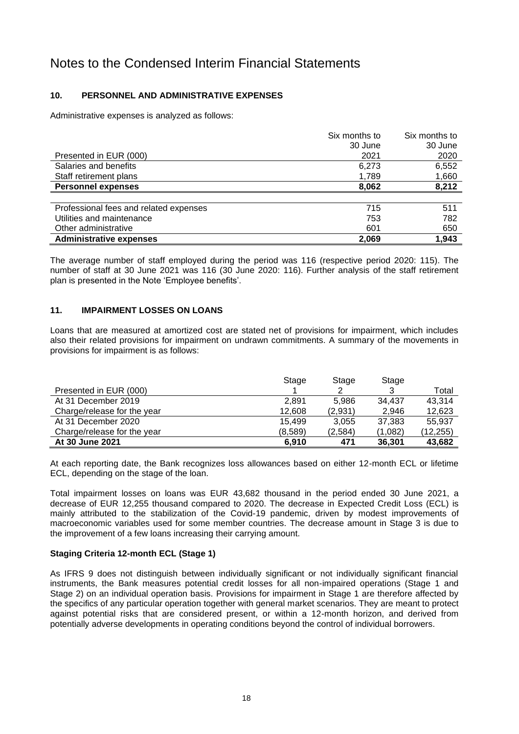# Notes to the Condensed Interim Financial Statements

## 10. PERSONNEL AND ADMINISTRATIVE EXPENSES

Administrative expenses is analyzed as follows:

| Presented in EUR (000) | Six months to 30 June 2021 | Six months to 30 June 2020 |
|---|---|---|
| Salaries and benefits | 6,273 | 6,552 |
| Staff retirement plans | 1,789 | 1,660 |
| **Personnel expenses** | **8,062** | **8,212** |
| | | |
| Professional fees and related expenses | 715 | 511 |
| Utilities and maintenance | 753 | 782 |
| Other administrative | 601 | 650 |
| **Administrative expenses** | **2,069** | **1,943** |

The average number of staff employed during the period was 116 (respective period 2020: 115). The number of staff at 30 June 2021 was 116 (30 June 2020: 116). Further analysis of the staff retirement plan is presented in the Note 'Employee benefits'.

## 11. IMPAIRMENT LOSSES ON LOANS

Loans that are measured at amortized cost are stated net of provisions for impairment, which includes also their related provisions for impairment on undrawn commitments. A summary of the movements in provisions for impairment is as follows:

| Presented in EUR (000) | Stage 1 | Stage 2 | Stage 3 | Total |
|---|---|---|---|---|
| At 31 December 2019 | 2,891 | 5,986 | 34,437 | 43,314 |
| Charge/release for the year | 12,608 | (2,931) | 2,946 | 12,623 |
| At 31 December 2020 | 15,499 | 3,055 | 37,383 | 55,937 |
| Charge/release for the year | (8,589) | (2,584) | (1,082) | (12,255) |
| **At 30 June 2021** | **6,910** | **471** | **36,301** | **43,682** |

At each reporting date, the Bank recognizes loss allowances based on either 12-month ECL or lifetime ECL, depending on the stage of the loan.

Total impairment losses on loans was EUR 43,682 thousand in the period ended 30 June 2021, a decrease of EUR 12,255 thousand compared to 2020. The decrease in Expected Credit Loss (ECL) is mainly attributed to the stabilization of the Covid-19 pandemic, driven by modest improvements of macroeconomic variables used for some member countries. The decrease amount in Stage 3 is due to the improvement of a few loans increasing their carrying amount.

### Staging Criteria 12-month ECL (Stage 1)

As IFRS 9 does not distinguish between individually significant or not individually significant financial instruments, the Bank measures potential credit losses for all non-impaired operations (Stage 1 and Stage 2) on an individual operation basis. Provisions for impairment in Stage 1 are therefore affected by the specifics of any particular operation together with general market scenarios. They are meant to protect against potential risks that are considered present, or within a 12-month horizon, and derived from potentially adverse developments in operating conditions beyond the control of individual borrowers.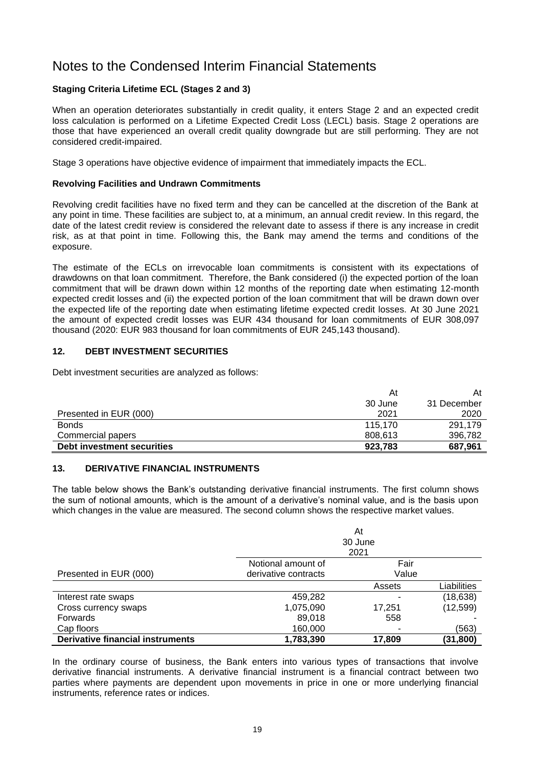# Notes to the Condensed Interim Financial Statements

**Staging Criteria Lifetime ECL (Stages 2 and 3)**

When an operation deteriorates substantially in credit quality, it enters Stage 2 and an expected credit loss calculation is performed on a Lifetime Expected Credit Loss (LECL) basis. Stage 2 operations are those that have experienced an overall credit quality downgrade but are still performing. They are not considered credit-impaired.

Stage 3 operations have objective evidence of impairment that immediately impacts the ECL.

**Revolving Facilities and Undrawn Commitments**

Revolving credit facilities have no fixed term and they can be cancelled at the discretion of the Bank at any point in time. These facilities are subject to, at a minimum, an annual credit review. In this regard, the date of the latest credit review is considered the relevant date to assess if there is any increase in credit risk, as at that point in time. Following this, the Bank may amend the terms and conditions of the exposure.

The estimate of the ECLs on irrevocable loan commitments is consistent with its expectations of drawdowns on that loan commitment. Therefore, the Bank considered (i) the expected portion of the loan commitment that will be drawn down within 12 months of the reporting date when estimating 12-month expected credit losses and (ii) the expected portion of the loan commitment that will be drawn down over the expected life of the reporting date when estimating lifetime expected credit losses. At 30 June 2021 the amount of expected credit losses was EUR 434 thousand for loan commitments of EUR 308,097 thousand (2020: EUR 983 thousand for loan commitments of EUR 245,143 thousand).

## 12. DEBT INVESTMENT SECURITIES

Debt investment securities are analyzed as follows:

| Presented in EUR (000) | At 30 June 2021 | At 31 December 2020 |
|---|---|---|
| Bonds | 115,170 | 291,179 |
| Commercial papers | 808,613 | 396,782 |
| **Debt investment securities** | **923,783** | **687,961** |

## 13. DERIVATIVE FINANCIAL INSTRUMENTS

The table below shows the Bank's outstanding derivative financial instruments. The first column shows the sum of notional amounts, which is the amount of a derivative's nominal value, and is the basis upon which changes in the value are measured. The second column shows the respective market values.

| | At 30 June 2021 | | |
|---|---|---|---|
| Presented in EUR (000) | Notional amount of derivative contracts | Fair Value | |
| | | Assets | Liabilities |
| Interest rate swaps | 459,282 | - | (18,638) |
| Cross currency swaps | 1,075,090 | 17,251 | (12,599) |
| Forwards | 89,018 | 558 | - |
| Cap floors | 160,000 | - | (563) |
| **Derivative financial instruments** | **1,783,390** | **17,809** | **(31,800)** |

In the ordinary course of business, the Bank enters into various types of transactions that involve derivative financial instruments. A derivative financial instrument is a financial contract between two parties where payments are dependent upon movements in price in one or more underlying financial instruments, reference rates or indices.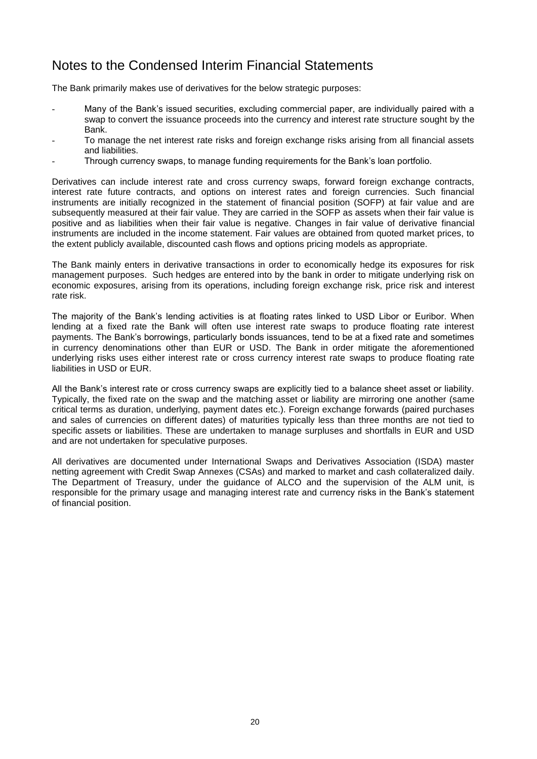# Notes to the Condensed Interim Financial Statements

The Bank primarily makes use of derivatives for the below strategic purposes:

- Many of the Bank's issued securities, excluding commercial paper, are individually paired with a swap to convert the issuance proceeds into the currency and interest rate structure sought by the Bank.
- To manage the net interest rate risks and foreign exchange risks arising from all financial assets and liabilities.
- Through currency swaps, to manage funding requirements for the Bank's loan portfolio.

Derivatives can include interest rate and cross currency swaps, forward foreign exchange contracts, interest rate future contracts, and options on interest rates and foreign currencies. Such financial instruments are initially recognized in the statement of financial position (SOFP) at fair value and are subsequently measured at their fair value. They are carried in the SOFP as assets when their fair value is positive and as liabilities when their fair value is negative. Changes in fair value of derivative financial instruments are included in the income statement. Fair values are obtained from quoted market prices, to the extent publicly available, discounted cash flows and options pricing models as appropriate.

The Bank mainly enters in derivative transactions in order to economically hedge its exposures for risk management purposes. Such hedges are entered into by the bank in order to mitigate underlying risk on economic exposures, arising from its operations, including foreign exchange risk, price risk and interest rate risk.

The majority of the Bank's lending activities is at floating rates linked to USD Libor or Euribor. When lending at a fixed rate the Bank will often use interest rate swaps to produce floating rate interest payments. The Bank's borrowings, particularly bonds issuances, tend to be at a fixed rate and sometimes in currency denominations other than EUR or USD. The Bank in order mitigate the aforementioned underlying risks uses either interest rate or cross currency interest rate swaps to produce floating rate liabilities in USD or EUR.

All the Bank's interest rate or cross currency swaps are explicitly tied to a balance sheet asset or liability. Typically, the fixed rate on the swap and the matching asset or liability are mirroring one another (same critical terms as duration, underlying, payment dates etc.). Foreign exchange forwards (paired purchases and sales of currencies on different dates) of maturities typically less than three months are not tied to specific assets or liabilities. These are undertaken to manage surpluses and shortfalls in EUR and USD and are not undertaken for speculative purposes.

All derivatives are documented under International Swaps and Derivatives Association (ISDA) master netting agreement with Credit Swap Annexes (CSAs) and marked to market and cash collateralized daily. The Department of Treasury, under the guidance of ALCO and the supervision of the ALM unit, is responsible for the primary usage and managing interest rate and currency risks in the Bank's statement of financial position.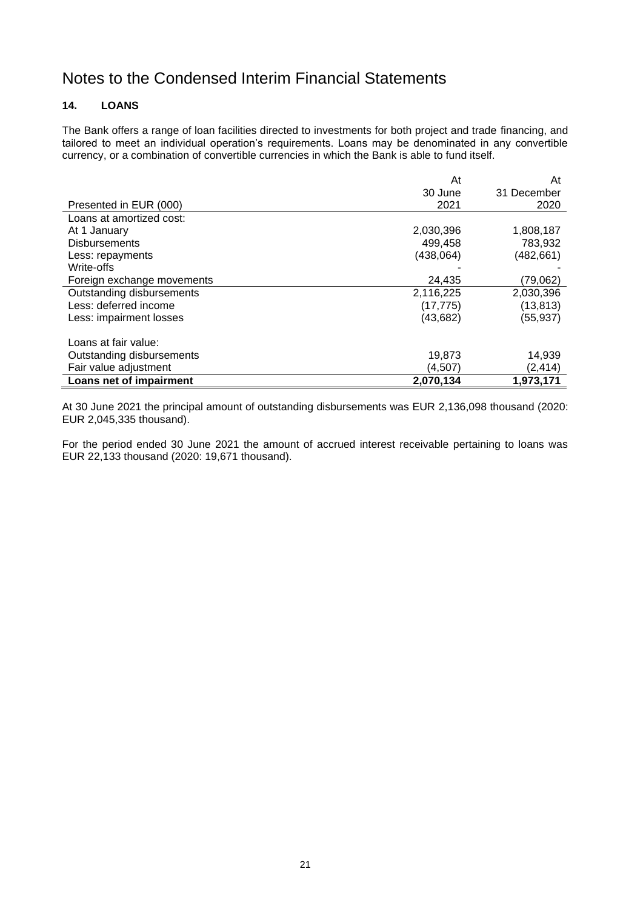# Notes to the Condensed Interim Financial Statements

## 14. LOANS

The Bank offers a range of loan facilities directed to investments for both project and trade financing, and tailored to meet an individual operation's requirements. Loans may be denominated in any convertible currency, or a combination of convertible currencies in which the Bank is able to fund itself.

| Presented in EUR (000) | At 30 June 2021 | At 31 December 2020 |
|---|---|---|
| Loans at amortized cost: | | |
| At 1 January | 2,030,396 | 1,808,187 |
| Disbursements | 499,458 | 783,932 |
| Less: repayments | (438,064) | (482,661) |
| Write-offs | - | - |
| Foreign exchange movements | 24,435 | (79,062) |
| Outstanding disbursements | 2,116,225 | 2,030,396 |
| Less: deferred income | (17,775) | (13,813) |
| Less: impairment losses | (43,682) | (55,937) |
| | | |
| Loans at fair value: | | |
| Outstanding disbursements | 19,873 | 14,939 |
| Fair value adjustment | (4,507) | (2,414) |
| **Loans net of impairment** | **2,070,134** | **1,973,171** |

At 30 June 2021 the principal amount of outstanding disbursements was EUR 2,136,098 thousand (2020: EUR 2,045,335 thousand).

For the period ended 30 June 2021 the amount of accrued interest receivable pertaining to loans was EUR 22,133 thousand (2020: 19,671 thousand).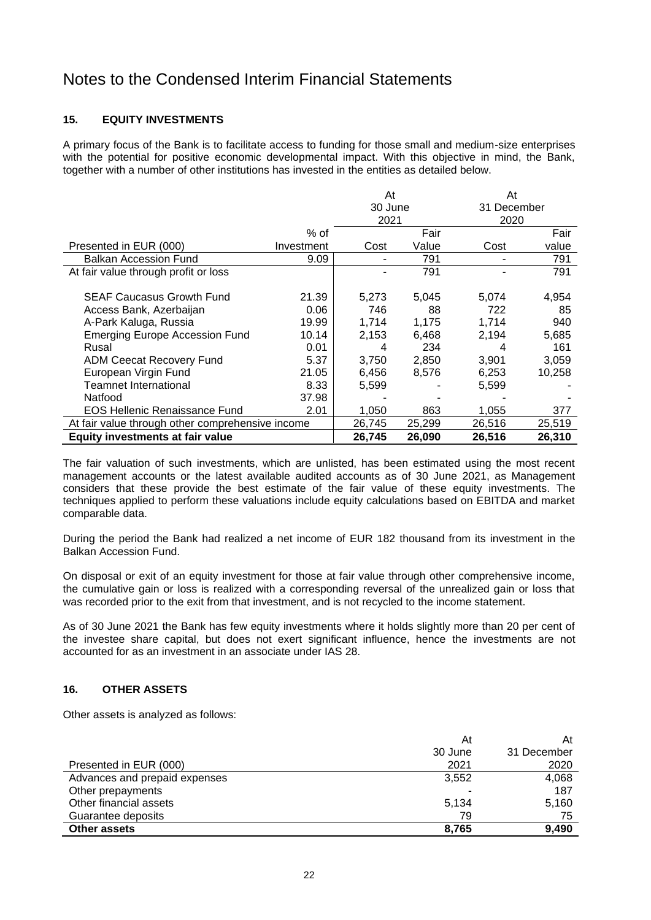# Notes to the Condensed Interim Financial Statements

## 15. EQUITY INVESTMENTS

A primary focus of the Bank is to facilitate access to funding for those small and medium-size enterprises with the potential for positive economic developmental impact. With this objective in mind, the Bank, together with a number of other institutions has invested in the entities as detailed below.

| | | At 30 June 2021 | | At 31 December 2020 | |
|---|---|---|---|---|---|
| Presented in EUR (000) | % of Investment | Cost | Fair Value | Cost | Fair value |
| Balkan Accession Fund | 9.09 | - | 791 | - | 791 |
| At fair value through profit or loss | | - | 791 | - | 791 |
| SEAF Caucasus Growth Fund | 21.39 | 5,273 | 5,045 | 5,074 | 4,954 |
| Access Bank, Azerbaijan | 0.06 | 746 | 88 | 722 | 85 |
| A-Park Kaluga, Russia | 19.99 | 1,714 | 1,175 | 1,714 | 940 |
| Emerging Europe Accession Fund | 10.14 | 2,153 | 6,468 | 2,194 | 5,685 |
| Rusal | 0.01 | 4 | 234 | 4 | 161 |
| ADM Ceecat Recovery Fund | 5.37 | 3,750 | 2,850 | 3,901 | 3,059 |
| European Virgin Fund | 21.05 | 6,456 | 8,576 | 6,253 | 10,258 |
| Teamnet International | 8.33 | 5,599 | - | 5,599 | - |
| Natfood | 37.98 | - | - | - | - |
| EOS Hellenic Renaissance Fund | 2.01 | 1,050 | 863 | 1,055 | 377 |
| At fair value through other comprehensive income | | 26,745 | 25,299 | 26,516 | 25,519 |
| **Equity investments at fair value** | | **26,745** | **26,090** | **26,516** | **26,310** |

The fair valuation of such investments, which are unlisted, has been estimated using the most recent management accounts or the latest available audited accounts as of 30 June 2021, as Management considers that these provide the best estimate of the fair value of these equity investments. The techniques applied to perform these valuations include equity calculations based on EBITDA and market comparable data.

During the period the Bank had realized a net income of EUR 182 thousand from its investment in the Balkan Accession Fund.

On disposal or exit of an equity investment for those at fair value through other comprehensive income, the cumulative gain or loss is realized with a corresponding reversal of the unrealized gain or loss that was recorded prior to the exit from that investment, and is not recycled to the income statement.

As of 30 June 2021 the Bank has few equity investments where it holds slightly more than 20 per cent of the investee share capital, but does not exert significant influence, hence the investments are not accounted for as an investment in an associate under IAS 28.

## 16. OTHER ASSETS

Other assets is analyzed as follows:

| Presented in EUR (000) | At 30 June 2021 | At 31 December 2020 |
|---|---|---|
| Advances and prepaid expenses | 3,552 | 4,068 |
| Other prepayments | - | 187 |
| Other financial assets | 5,134 | 5,160 |
| Guarantee deposits | 79 | 75 |
| **Other assets** | **8,765** | **9,490** |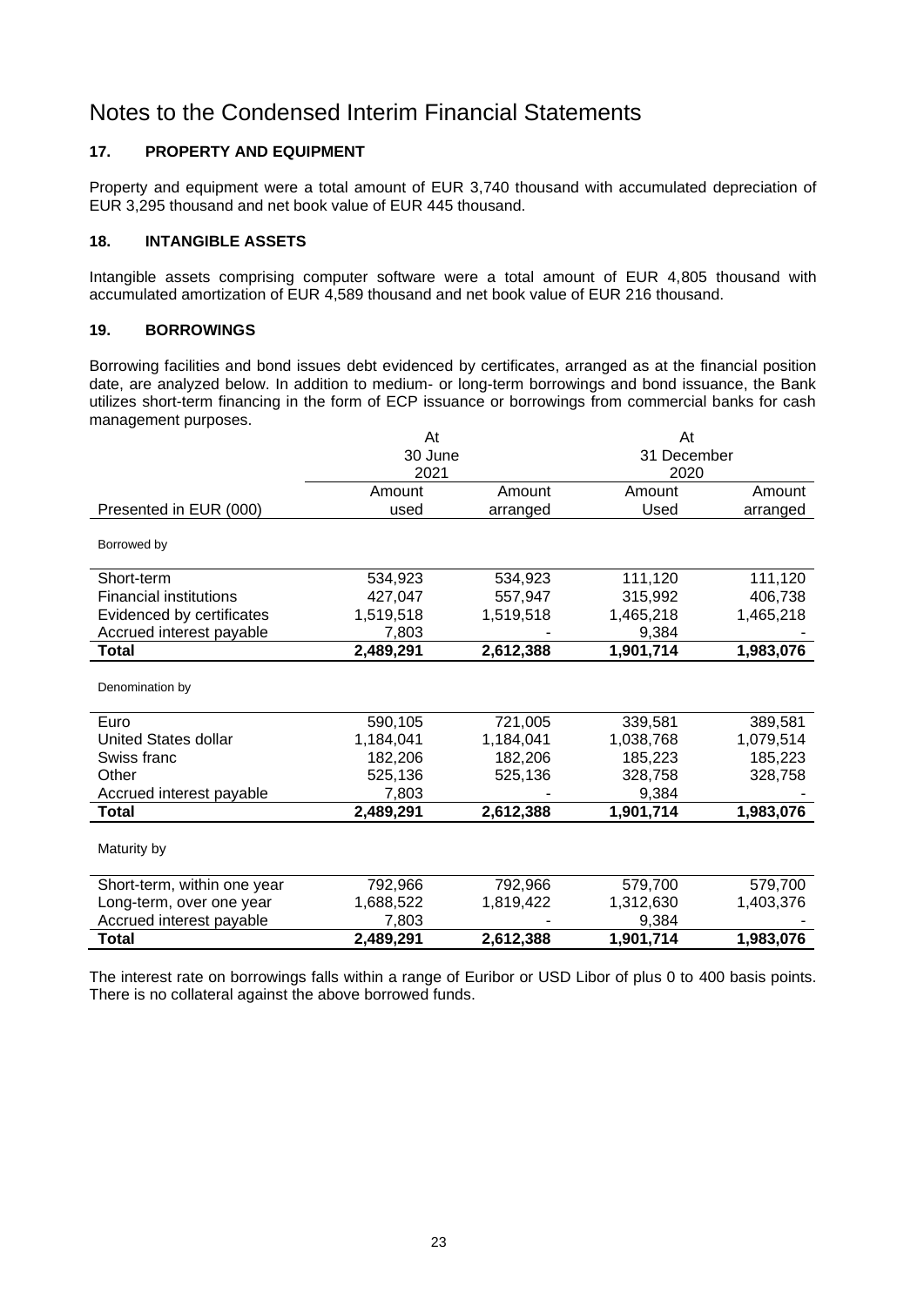# Notes to the Condensed Interim Financial Statements

### 17. PROPERTY AND EQUIPMENT

Property and equipment were a total amount of EUR 3,740 thousand with accumulated depreciation of EUR 3,295 thousand and net book value of EUR 445 thousand.

### 18. INTANGIBLE ASSETS

Intangible assets comprising computer software were a total amount of EUR 4,805 thousand with accumulated amortization of EUR 4,589 thousand and net book value of EUR 216 thousand.

### 19. BORROWINGS

Borrowing facilities and bond issues debt evidenced by certificates, arranged as at the financial position date, are analyzed below. In addition to medium- or long-term borrowings and bond issuance, the Bank utilizes short-term financing in the form of ECP issuance or borrowings from commercial banks for cash management purposes.

| | At 30 June 2021 | | At 31 December 2020 | |
|---|---|---|---|---|
| Presented in EUR (000) | Amount used | Amount arranged | Amount Used | Amount arranged |
| Borrowed by | | | | |
| Short-term | 534,923 | 534,923 | 111,120 | 111,120 |
| Financial institutions | 427,047 | 557,947 | 315,992 | 406,738 |
| Evidenced by certificates | 1,519,518 | 1,519,518 | 1,465,218 | 1,465,218 |
| Accrued interest payable | 7,803 | - | 9,384 | - |
| **Total** | **2,489,291** | **2,612,388** | **1,901,714** | **1,983,076** |
| Denomination by | | | | |
| Euro | 590,105 | 721,005 | 339,581 | 389,581 |
| United States dollar | 1,184,041 | 1,184,041 | 1,038,768 | 1,079,514 |
| Swiss franc | 182,206 | 182,206 | 185,223 | 185,223 |
| Other | 525,136 | 525,136 | 328,758 | 328,758 |
| Accrued interest payable | 7,803 | - | 9,384 | - |
| **Total** | **2,489,291** | **2,612,388** | **1,901,714** | **1,983,076** |
| Maturity by | | | | |
| Short-term, within one year | 792,966 | 792,966 | 579,700 | 579,700 |
| Long-term, over one year | 1,688,522 | 1,819,422 | 1,312,630 | 1,403,376 |
| Accrued interest payable | 7,803 | - | 9,384 | - |
| **Total** | **2,489,291** | **2,612,388** | **1,901,714** | **1,983,076** |

The interest rate on borrowings falls within a range of Euribor or USD Libor of plus 0 to 400 basis points. There is no collateral against the above borrowed funds.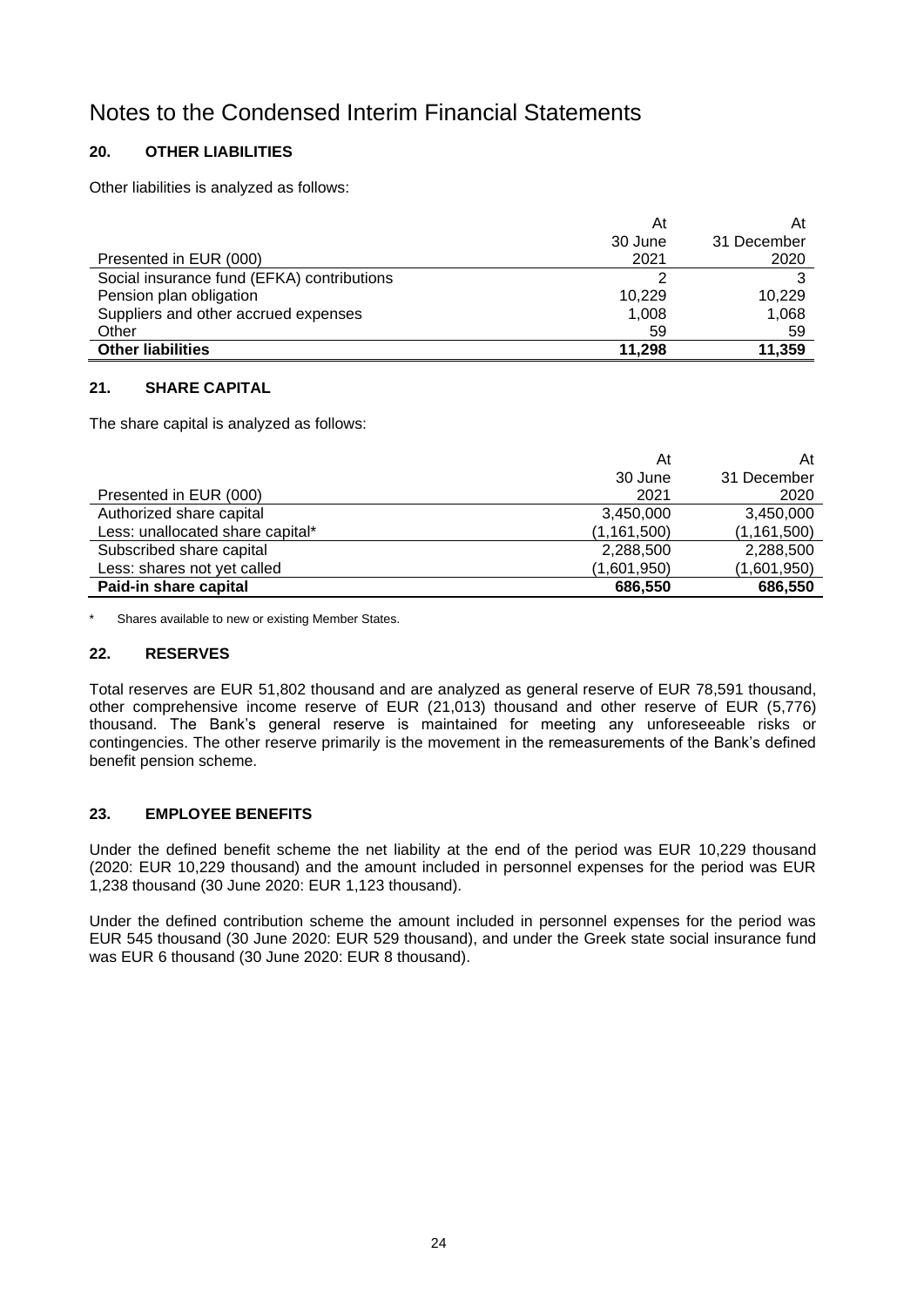# Notes to the Condensed Interim Financial Statements

## 20. OTHER LIABILITIES

Other liabilities is analyzed as follows:

| Presented in EUR (000) | At 30 June 2021 | At 31 December 2020 |
|---|---|---|
| Social insurance fund (EFKA) contributions | 2 | 3 |
| Pension plan obligation | 10,229 | 10,229 |
| Suppliers and other accrued expenses | 1,008 | 1,068 |
| Other | 59 | 59 |
| **Other liabilities** | **11,298** | **11,359** |

## 21. SHARE CAPITAL

The share capital is analyzed as follows:

| Presented in EUR (000) | At 30 June 2021 | At 31 December 2020 |
|---|---|---|
| Authorized share capital | 3,450,000 | 3,450,000 |
| Less: unallocated share capital* | (1,161,500) | (1,161,500) |
| Subscribed share capital | 2,288,500 | 2,288,500 |
| Less: shares not yet called | (1,601,950) | (1,601,950) |
| **Paid-in share capital** | **686,550** | **686,550** |

\* Shares available to new or existing Member States.

## 22. RESERVES

Total reserves are EUR 51,802 thousand and are analyzed as general reserve of EUR 78,591 thousand, other comprehensive income reserve of EUR (21,013) thousand and other reserve of EUR (5,776) thousand. The Bank's general reserve is maintained for meeting any unforeseeable risks or contingencies. The other reserve primarily is the movement in the remeasurements of the Bank's defined benefit pension scheme.

## 23. EMPLOYEE BENEFITS

Under the defined benefit scheme the net liability at the end of the period was EUR 10,229 thousand (2020: EUR 10,229 thousand) and the amount included in personnel expenses for the period was EUR 1,238 thousand (30 June 2020: EUR 1,123 thousand).

Under the defined contribution scheme the amount included in personnel expenses for the period was EUR 545 thousand (30 June 2020: EUR 529 thousand), and under the Greek state social insurance fund was EUR 6 thousand (30 June 2020: EUR 8 thousand).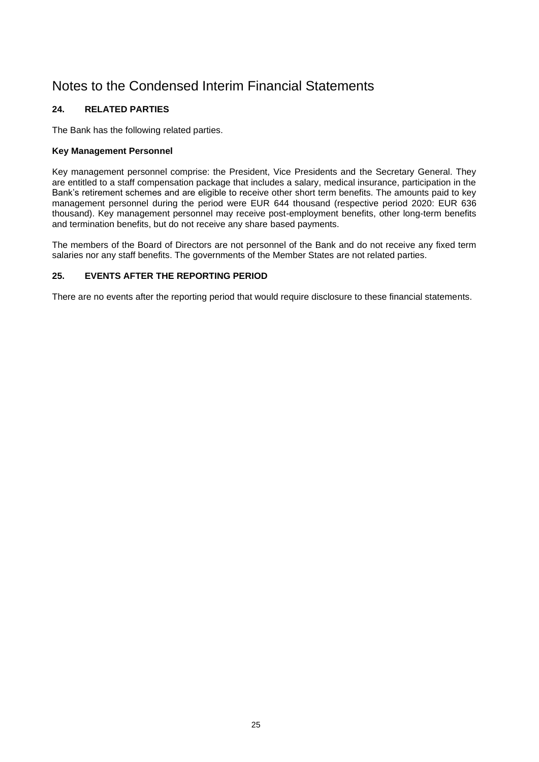# Notes to the Condensed Interim Financial Statements

## 24. RELATED PARTIES

The Bank has the following related parties.

**Key Management Personnel**

Key management personnel comprise: the President, Vice Presidents and the Secretary General. They are entitled to a staff compensation package that includes a salary, medical insurance, participation in the Bank's retirement schemes and are eligible to receive other short term benefits. The amounts paid to key management personnel during the period were EUR 644 thousand (respective period 2020: EUR 636 thousand). Key management personnel may receive post-employment benefits, other long-term benefits and termination benefits, but do not receive any share based payments.

The members of the Board of Directors are not personnel of the Bank and do not receive any fixed term salaries nor any staff benefits. The governments of the Member States are not related parties.

## 25. EVENTS AFTER THE REPORTING PERIOD

There are no events after the reporting period that would require disclosure to these financial statements.